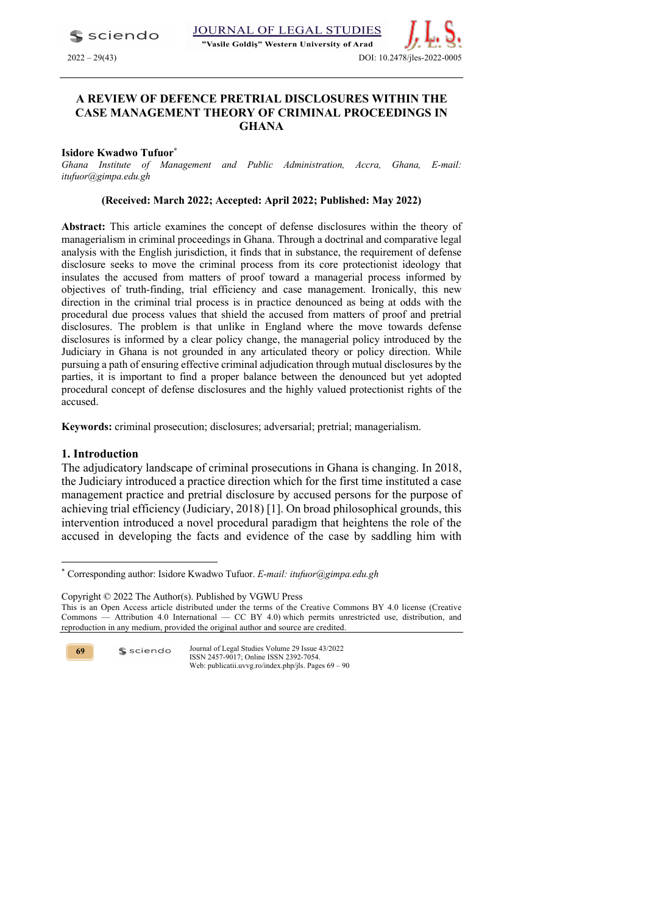# A REVIEW OF DEFENCE PRETRIAL DISCLOSURES WITHIN THE CASE MANAGEMENT THEORY OF CRIMINAL PROCEEDINGS IN GHANA

**Isidore Kwadwo Tufuor**[*]

*Ghana Institute of Management and Public Administration, Accra, Ghana, E-mail: itufuor@gimpa.edu.gh*

**(Received: March 2022; Accepted: April 2022; Published: May 2022)**

**Abstract:** This article examines the concept of defense disclosures within the theory of managerialism in criminal proceedings in Ghana. Through a doctrinal and comparative legal analysis with the English jurisdiction, it finds that in substance, the requirement of defense disclosure seeks to move the criminal process from its core protectionist ideology that insulates the accused from matters of proof toward a managerial process informed by objectives of truth-finding, trial efficiency and case management. Ironically, this new direction in the criminal trial process is in practice denounced as being at odds with the procedural due process values that shield the accused from matters of proof and pretrial disclosures. The problem is that unlike in England where the move towards defense disclosures is informed by a clear policy change, the managerial policy introduced by the Judiciary in Ghana is not grounded in any articulated theory or policy direction. While pursuing a path of ensuring effective criminal adjudication through mutual disclosures by the parties, it is important to find a proper balance between the denounced but yet adopted procedural concept of defense disclosures and the highly valued protectionist rights of the accused.

**Keywords:** criminal prosecution; disclosures; adversarial; pretrial; managerialism.

## 1. Introduction

The adjudicatory landscape of criminal prosecutions in Ghana is changing. In 2018, the Judiciary introduced a practice direction which for the first time instituted a case management practice and pretrial disclosure by accused persons for the purpose of achieving trial efficiency (Judiciary, 2018) [1]. On broad philosophical grounds, this intervention introduced a novel procedural paradigm that heightens the role of the accused in developing the facts and evidence of the case by saddling him with

---

[*] Corresponding author: Isidore Kwadwo Tufuor. *E-mail: itufuor@gimpa.edu.gh*

Copyright © 2022 The Author(s). Published by VGWU Press

This is an Open Access article distributed under the terms of the Creative Commons BY 4.0 license (Creative Commons — Attribution 4.0 International — CC BY 4.0) which permits unrestricted use, distribution, and reproduction in any medium, provided the original author and source are credited.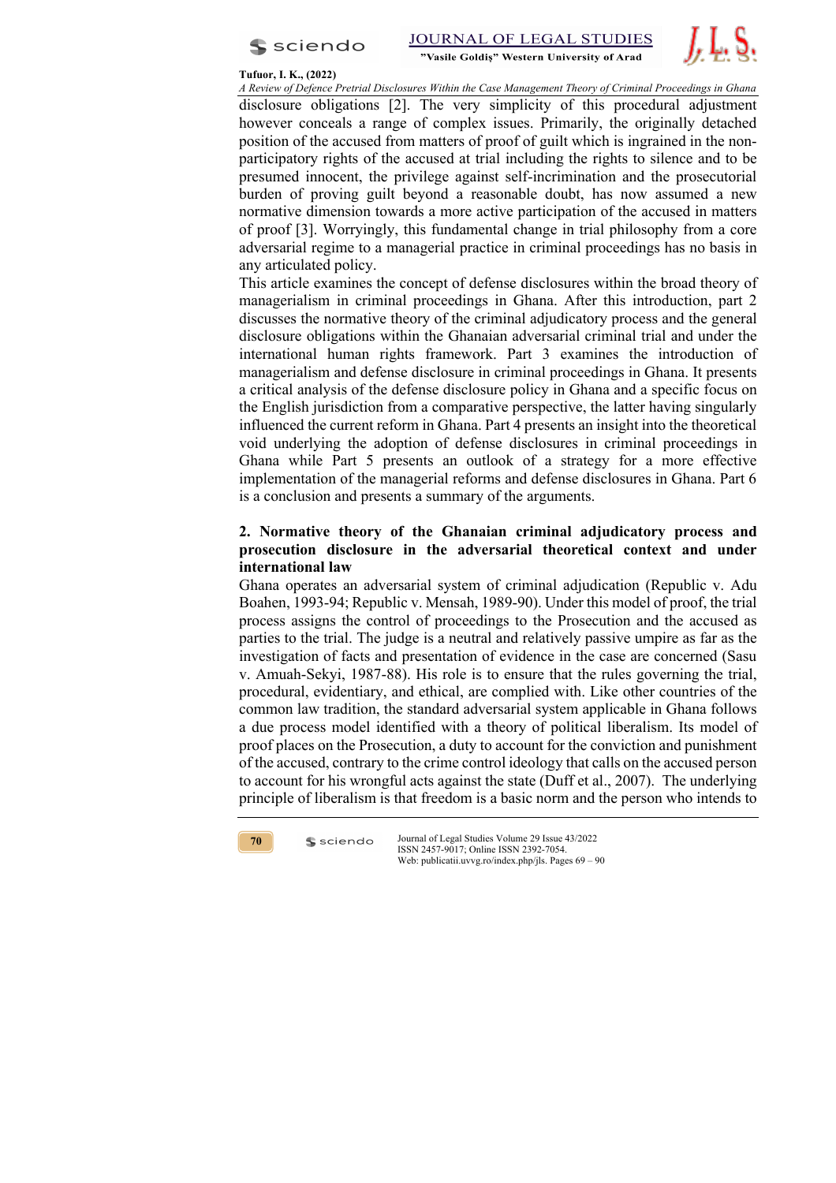disclosure obligations [2]. The very simplicity of this procedural adjustment however conceals a range of complex issues. Primarily, the originally detached position of the accused from matters of proof of guilt which is ingrained in the non-participatory rights of the accused at trial including the rights to silence and to be presumed innocent, the privilege against self-incrimination and the prosecutorial burden of proving guilt beyond a reasonable doubt, has now assumed a new normative dimension towards a more active participation of the accused in matters of proof [3]. Worryingly, this fundamental change in trial philosophy from a core adversarial regime to a managerial practice in criminal proceedings has no basis in any articulated policy.

This article examines the concept of defense disclosures within the broad theory of managerialism in criminal proceedings in Ghana. After this introduction, part 2 discusses the normative theory of the criminal adjudicatory process and the general disclosure obligations within the Ghanaian adversarial criminal trial and under the international human rights framework. Part 3 examines the introduction of managerialism and defense disclosure in criminal proceedings in Ghana. It presents a critical analysis of the defense disclosure policy in Ghana and a specific focus on the English jurisdiction from a comparative perspective, the latter having singularly influenced the current reform in Ghana. Part 4 presents an insight into the theoretical void underlying the adoption of defense disclosures in criminal proceedings in Ghana while Part 5 presents an outlook of a strategy for a more effective implementation of the managerial reforms and defense disclosures in Ghana. Part 6 is a conclusion and presents a summary of the arguments.

## 2. Normative theory of the Ghanaian criminal adjudicatory process and prosecution disclosure in the adversarial theoretical context and under international law

Ghana operates an adversarial system of criminal adjudication (Republic v. Adu Boahen, 1993-94; Republic v. Mensah, 1989-90). Under this model of proof, the trial process assigns the control of proceedings to the Prosecution and the accused as parties to the trial. The judge is a neutral and relatively passive umpire as far as the investigation of facts and presentation of evidence in the case are concerned (Sasu v. Amuah-Sekyi, 1987-88). His role is to ensure that the rules governing the trial, procedural, evidentiary, and ethical, are complied with. Like other countries of the common law tradition, the standard adversarial system applicable in Ghana follows a due process model identified with a theory of political liberalism. Its model of proof places on the Prosecution, a duty to account for the conviction and punishment of the accused, contrary to the crime control ideology that calls on the accused person to account for his wrongful acts against the state (Duff et al., 2007). The underlying principle of liberalism is that freedom is a basic norm and the person who intends to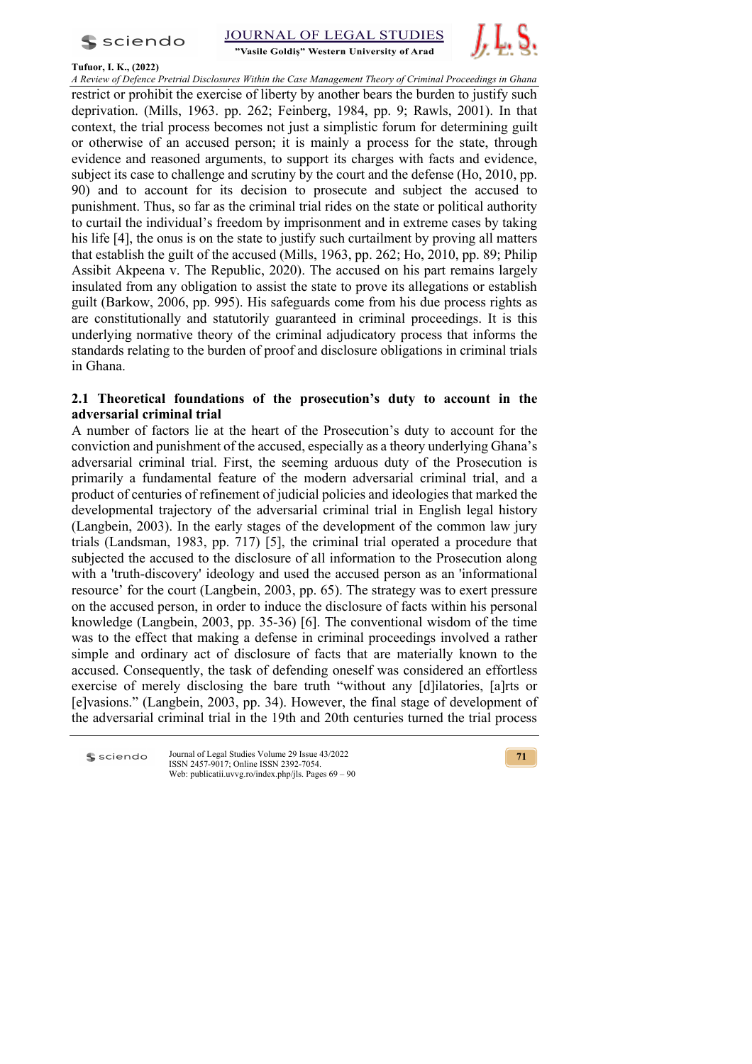restrict or prohibit the exercise of liberty by another bears the burden to justify such deprivation. (Mills, 1963. pp. 262; Feinberg, 1984, pp. 9; Rawls, 2001). In that context, the trial process becomes not just a simplistic forum for determining guilt or otherwise of an accused person; it is mainly a process for the state, through evidence and reasoned arguments, to support its charges with facts and evidence, subject its case to challenge and scrutiny by the court and the defense (Ho, 2010, pp. 90) and to account for its decision to prosecute and subject the accused to punishment. Thus, so far as the criminal trial rides on the state or political authority to curtail the individual's freedom by imprisonment and in extreme cases by taking his life [4], the onus is on the state to justify such curtailment by proving all matters that establish the guilt of the accused (Mills, 1963, pp. 262; Ho, 2010, pp. 89; Philip Assibit Akpeena v. The Republic, 2020). The accused on his part remains largely insulated from any obligation to assist the state to prove its allegations or establish guilt (Barkow, 2006, pp. 995). His safeguards come from his due process rights as are constitutionally and statutorily guaranteed in criminal proceedings. It is this underlying normative theory of the criminal adjudicatory process that informs the standards relating to the burden of proof and disclosure obligations in criminal trials in Ghana.

## 2.1 Theoretical foundations of the prosecution's duty to account in the adversarial criminal trial

A number of factors lie at the heart of the Prosecution's duty to account for the conviction and punishment of the accused, especially as a theory underlying Ghana's adversarial criminal trial. First, the seeming arduous duty of the Prosecution is primarily a fundamental feature of the modern adversarial criminal trial, and a product of centuries of refinement of judicial policies and ideologies that marked the developmental trajectory of the adversarial criminal trial in English legal history (Langbein, 2003). In the early stages of the development of the common law jury trials (Landsman, 1983, pp. 717) [5], the criminal trial operated a procedure that subjected the accused to the disclosure of all information to the Prosecution along with a 'truth-discovery' ideology and used the accused person as an 'informational resource' for the court (Langbein, 2003, pp. 65). The strategy was to exert pressure on the accused person, in order to induce the disclosure of facts within his personal knowledge (Langbein, 2003, pp. 35-36) [6]. The conventional wisdom of the time was to the effect that making a defense in criminal proceedings involved a rather simple and ordinary act of disclosure of facts that are materially known to the accused. Consequently, the task of defending oneself was considered an effortless exercise of merely disclosing the bare truth "without any [d]ilatories, [a]rts or [e]vasions." (Langbein, 2003, pp. 34). However, the final stage of development of the adversarial criminal trial in the 19th and 20th centuries turned the trial process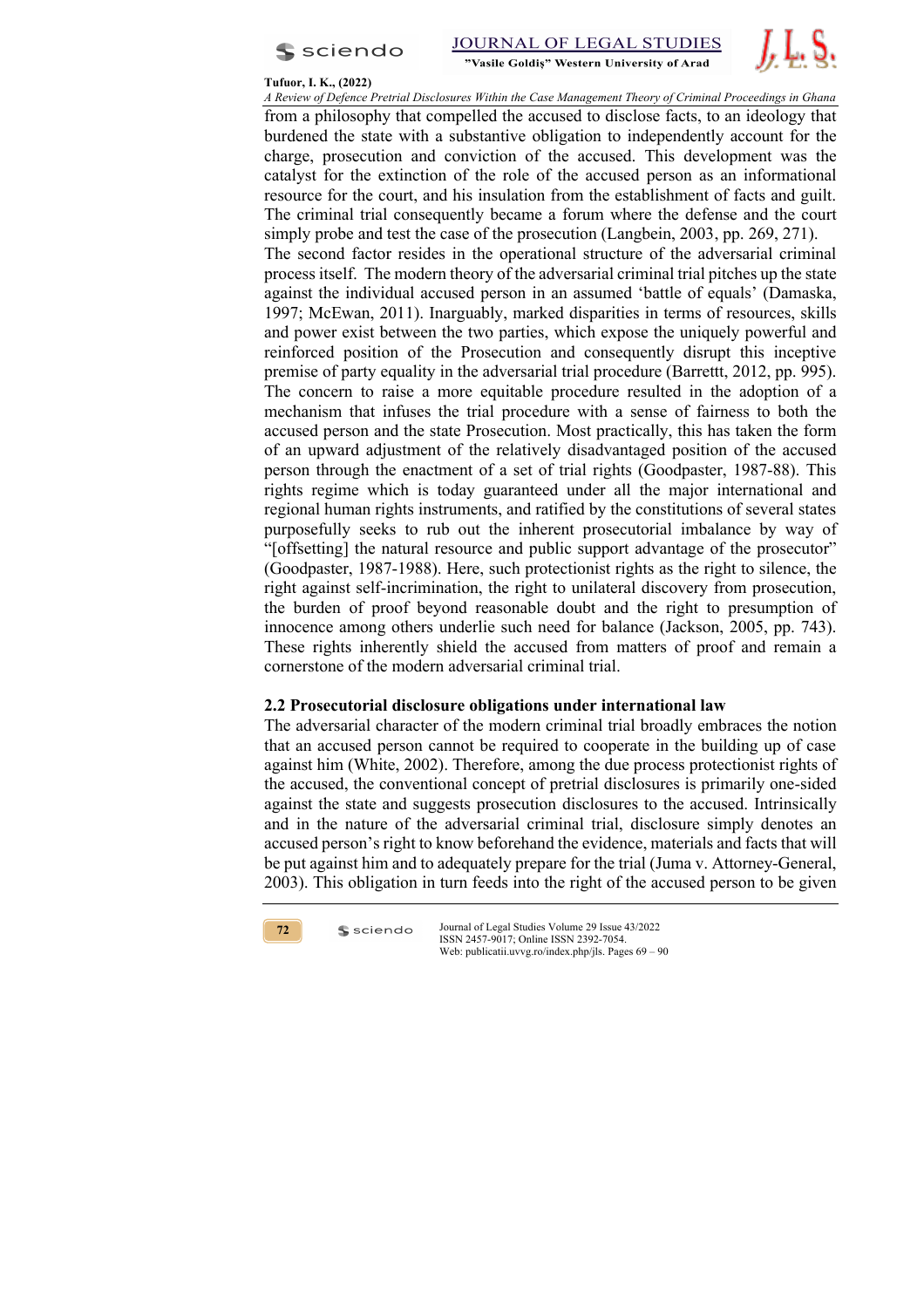from a philosophy that compelled the accused to disclose facts, to an ideology that burdened the state with a substantive obligation to independently account for the charge, prosecution and conviction of the accused. This development was the catalyst for the extinction of the role of the accused person as an informational resource for the court, and his insulation from the establishment of facts and guilt. The criminal trial consequently became a forum where the defense and the court simply probe and test the case of the prosecution (Langbein, 2003, pp. 269, 271).

The second factor resides in the operational structure of the adversarial criminal process itself. The modern theory of the adversarial criminal trial pitches up the state against the individual accused person in an assumed 'battle of equals' (Damaska, 1997; McEwan, 2011). Inarguably, marked disparities in terms of resources, skills and power exist between the two parties, which expose the uniquely powerful and reinforced position of the Prosecution and consequently disrupt this inceptive premise of party equality in the adversarial trial procedure (Barrettt, 2012, pp. 995). The concern to raise a more equitable procedure resulted in the adoption of a mechanism that infuses the trial procedure with a sense of fairness to both the accused person and the state Prosecution. Most practically, this has taken the form of an upward adjustment of the relatively disadvantaged position of the accused person through the enactment of a set of trial rights (Goodpaster, 1987-88). This rights regime which is today guaranteed under all the major international and regional human rights instruments, and ratified by the constitutions of several states purposefully seeks to rub out the inherent prosecutorial imbalance by way of "[offsetting] the natural resource and public support advantage of the prosecutor" (Goodpaster, 1987-1988). Here, such protectionist rights as the right to silence, the right against self-incrimination, the right to unilateral discovery from prosecution, the burden of proof beyond reasonable doubt and the right to presumption of innocence among others underlie such need for balance (Jackson, 2005, pp. 743). These rights inherently shield the accused from matters of proof and remain a cornerstone of the modern adversarial criminal trial.

### 2.2 Prosecutorial disclosure obligations under international law

The adversarial character of the modern criminal trial broadly embraces the notion that an accused person cannot be required to cooperate in the building up of case against him (White, 2002). Therefore, among the due process protectionist rights of the accused, the conventional concept of pretrial disclosures is primarily one-sided against the state and suggests prosecution disclosures to the accused. Intrinsically and in the nature of the adversarial criminal trial, disclosure simply denotes an accused person's right to know beforehand the evidence, materials and facts that will be put against him and to adequately prepare for the trial (Juma v. Attorney-General, 2003). This obligation in turn feeds into the right of the accused person to be given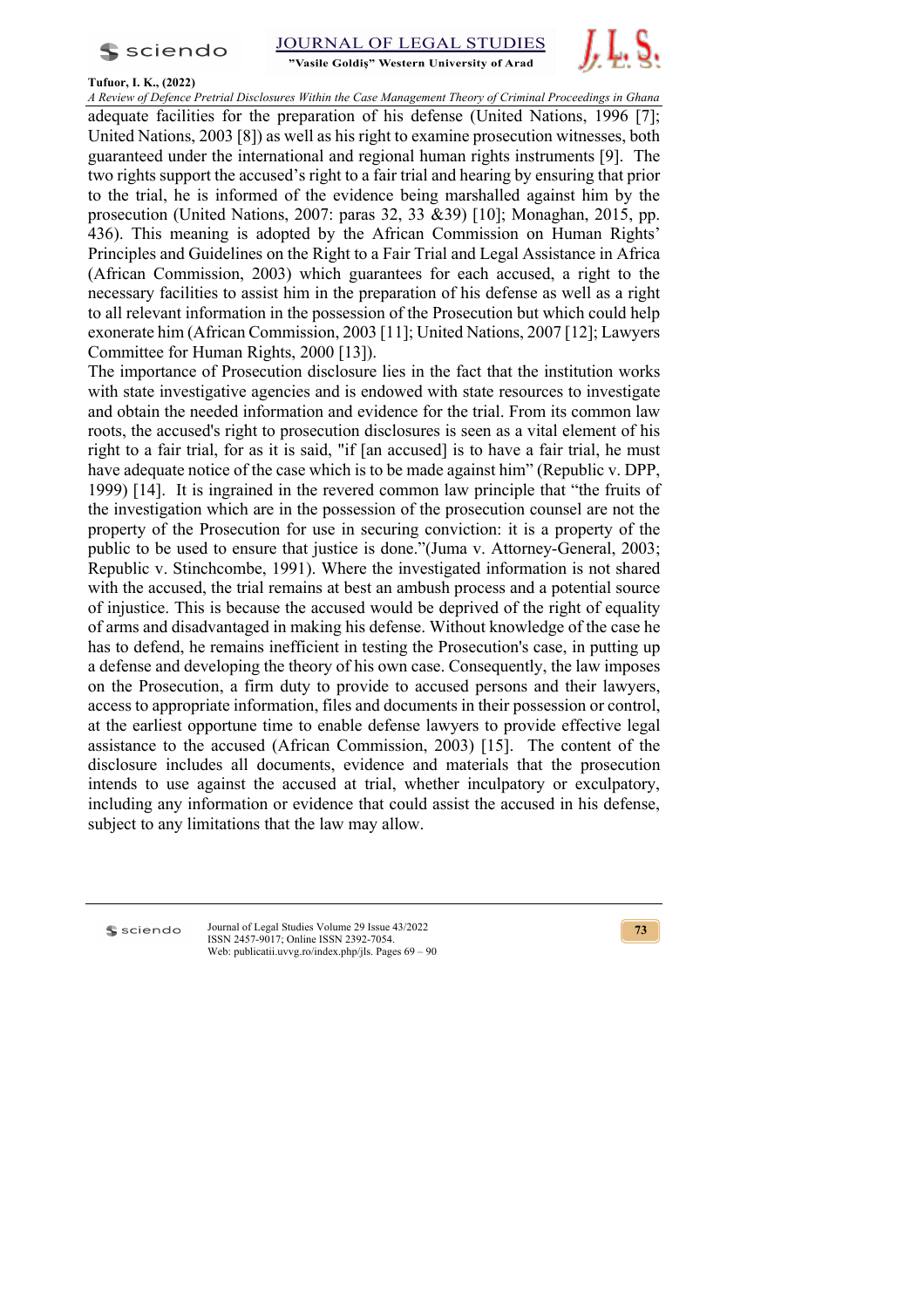adequate facilities for the preparation of his defense (United Nations, 1996 [7]; United Nations, 2003 [8]) as well as his right to examine prosecution witnesses, both guaranteed under the international and regional human rights instruments [9]. The two rights support the accused's right to a fair trial and hearing by ensuring that prior to the trial, he is informed of the evidence being marshalled against him by the prosecution (United Nations, 2007: paras 32, 33 &39) [10]; Monaghan, 2015, pp. 436). This meaning is adopted by the African Commission on Human Rights' Principles and Guidelines on the Right to a Fair Trial and Legal Assistance in Africa (African Commission, 2003) which guarantees for each accused, a right to the necessary facilities to assist him in the preparation of his defense as well as a right to all relevant information in the possession of the Prosecution but which could help exonerate him (African Commission, 2003 [11]; United Nations, 2007 [12]; Lawyers Committee for Human Rights, 2000 [13]).

The importance of Prosecution disclosure lies in the fact that the institution works with state investigative agencies and is endowed with state resources to investigate and obtain the needed information and evidence for the trial. From its common law roots, the accused's right to prosecution disclosures is seen as a vital element of his right to a fair trial, for as it is said, "if [an accused] is to have a fair trial, he must have adequate notice of the case which is to be made against him" (Republic v. DPP, 1999) [14]. It is ingrained in the revered common law principle that "the fruits of the investigation which are in the possession of the prosecution counsel are not the property of the Prosecution for use in securing conviction: it is a property of the public to be used to ensure that justice is done."(Juma v. Attorney-General, 2003; Republic v. Stinchcombe, 1991). Where the investigated information is not shared with the accused, the trial remains at best an ambush process and a potential source of injustice. This is because the accused would be deprived of the right of equality of arms and disadvantaged in making his defense. Without knowledge of the case he has to defend, he remains inefficient in testing the Prosecution's case, in putting up a defense and developing the theory of his own case. Consequently, the law imposes on the Prosecution, a firm duty to provide to accused persons and their lawyers, access to appropriate information, files and documents in their possession or control, at the earliest opportune time to enable defense lawyers to provide effective legal assistance to the accused (African Commission, 2003) [15]. The content of the disclosure includes all documents, evidence and materials that the prosecution intends to use against the accused at trial, whether inculpatory or exculpatory, including any information or evidence that could assist the accused in his defense, subject to any limitations that the law may allow.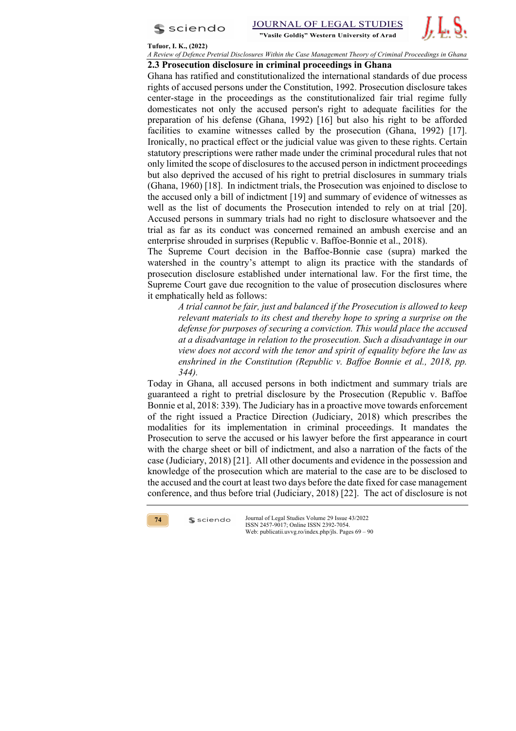### 2.3 Prosecution disclosure in criminal proceedings in Ghana

Ghana has ratified and constitutionalized the international standards of due process rights of accused persons under the Constitution, 1992. Prosecution disclosure takes center-stage in the proceedings as the constitutionalized fair trial regime fully domesticates not only the accused person's right to adequate facilities for the preparation of his defense (Ghana, 1992) [16] but also his right to be afforded facilities to examine witnesses called by the prosecution (Ghana, 1992) [17]. Ironically, no practical effect or the judicial value was given to these rights. Certain statutory prescriptions were rather made under the criminal procedural rules that not only limited the scope of disclosures to the accused person in indictment proceedings but also deprived the accused of his right to pretrial disclosures in summary trials (Ghana, 1960) [18]. In indictment trials, the Prosecution was enjoined to disclose to the accused only a bill of indictment [19] and summary of evidence of witnesses as well as the list of documents the Prosecution intended to rely on at trial [20]. Accused persons in summary trials had no right to disclosure whatsoever and the trial as far as its conduct was concerned remained an ambush exercise and an enterprise shrouded in surprises (Republic v. Baffoe-Bonnie et al., 2018).

The Supreme Court decision in the Baffoe-Bonnie case (supra) marked the watershed in the country's attempt to align its practice with the standards of prosecution disclosure established under international law. For the first time, the Supreme Court gave due recognition to the value of prosecution disclosures where it emphatically held as follows:

> *A trial cannot be fair, just and balanced if the Prosecution is allowed to keep relevant materials to its chest and thereby hope to spring a surprise on the defense for purposes of securing a conviction. This would place the accused at a disadvantage in relation to the prosecution. Such a disadvantage in our view does not accord with the tenor and spirit of equality before the law as enshrined in the Constitution (Republic v. Baffoe Bonnie et al., 2018, pp. 344).*

Today in Ghana, all accused persons in both indictment and summary trials are guaranteed a right to pretrial disclosure by the Prosecution (Republic v. Baffoe Bonnie et al, 2018: 339). The Judiciary has in a proactive move towards enforcement of the right issued a Practice Direction (Judiciary, 2018) which prescribes the modalities for its implementation in criminal proceedings. It mandates the Prosecution to serve the accused or his lawyer before the first appearance in court with the charge sheet or bill of indictment, and also a narration of the facts of the case (Judiciary, 2018) [21]. All other documents and evidence in the possession and knowledge of the prosecution which are material to the case are to be disclosed to the accused and the court at least two days before the date fixed for case management conference, and thus before trial (Judiciary, 2018) [22]. The act of disclosure is not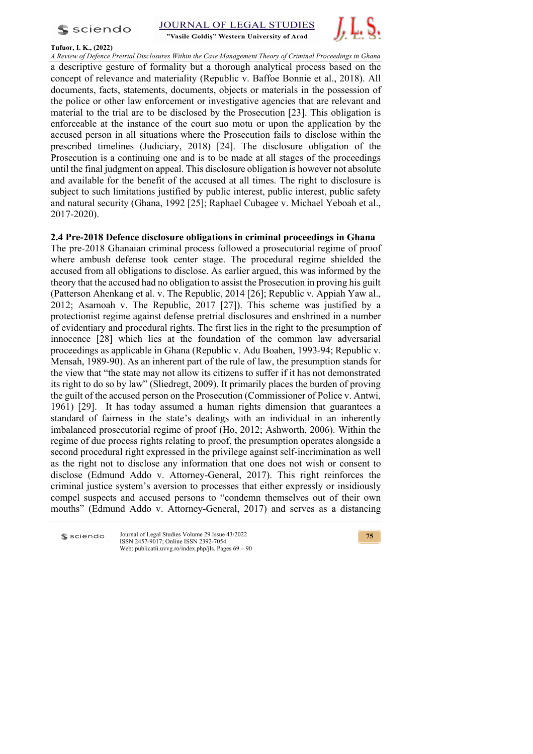a descriptive gesture of formality but a thorough analytical process based on the concept of relevance and materiality (Republic v. Baffoe Bonnie et al., 2018). All documents, facts, statements, documents, objects or materials in the possession of the police or other law enforcement or investigative agencies that are relevant and material to the trial are to be disclosed by the Prosecution [23]. This obligation is enforceable at the instance of the court suo motu or upon the application by the accused person in all situations where the Prosecution fails to disclose within the prescribed timelines (Judiciary, 2018) [24]. The disclosure obligation of the Prosecution is a continuing one and is to be made at all stages of the proceedings until the final judgment on appeal. This disclosure obligation is however not absolute and available for the benefit of the accused at all times. The right to disclosure is subject to such limitations justified by public interest, public interest, public safety and natural security (Ghana, 1992 [25]; Raphael Cubagee v. Michael Yeboah et al., 2017-2020).

## 2.4 Pre-2018 Defence disclosure obligations in criminal proceedings in Ghana

The pre-2018 Ghanaian criminal process followed a prosecutorial regime of proof where ambush defense took center stage. The procedural regime shielded the accused from all obligations to disclose. As earlier argued, this was informed by the theory that the accused had no obligation to assist the Prosecution in proving his guilt (Patterson Ahenkang et al. v. The Republic, 2014 [26]; Republic v. Appiah Yaw al., 2012; Asamoah v. The Republic, 2017 [27]). This scheme was justified by a protectionist regime against defense pretrial disclosures and enshrined in a number of evidentiary and procedural rights. The first lies in the right to the presumption of innocence [28] which lies at the foundation of the common law adversarial proceedings as applicable in Ghana (Republic v. Adu Boahen, 1993-94; Republic v. Mensah, 1989-90). As an inherent part of the rule of law, the presumption stands for the view that "the state may not allow its citizens to suffer if it has not demonstrated its right to do so by law" (Sliedregt, 2009). It primarily places the burden of proving the guilt of the accused person on the Prosecution (Commissioner of Police v. Antwi, 1961) [29]. It has today assumed a human rights dimension that guarantees a standard of fairness in the state's dealings with an individual in an inherently imbalanced prosecutorial regime of proof (Ho, 2012; Ashworth, 2006). Within the regime of due process rights relating to proof, the presumption operates alongside a second procedural right expressed in the privilege against self-incrimination as well as the right not to disclose any information that one does not wish or consent to disclose (Edmund Addo v. Attorney-General, 2017). This right reinforces the criminal justice system's aversion to processes that either expressly or insidiously compel suspects and accused persons to "condemn themselves out of their own mouths" (Edmund Addo v. Attorney-General, 2017) and serves as a distancing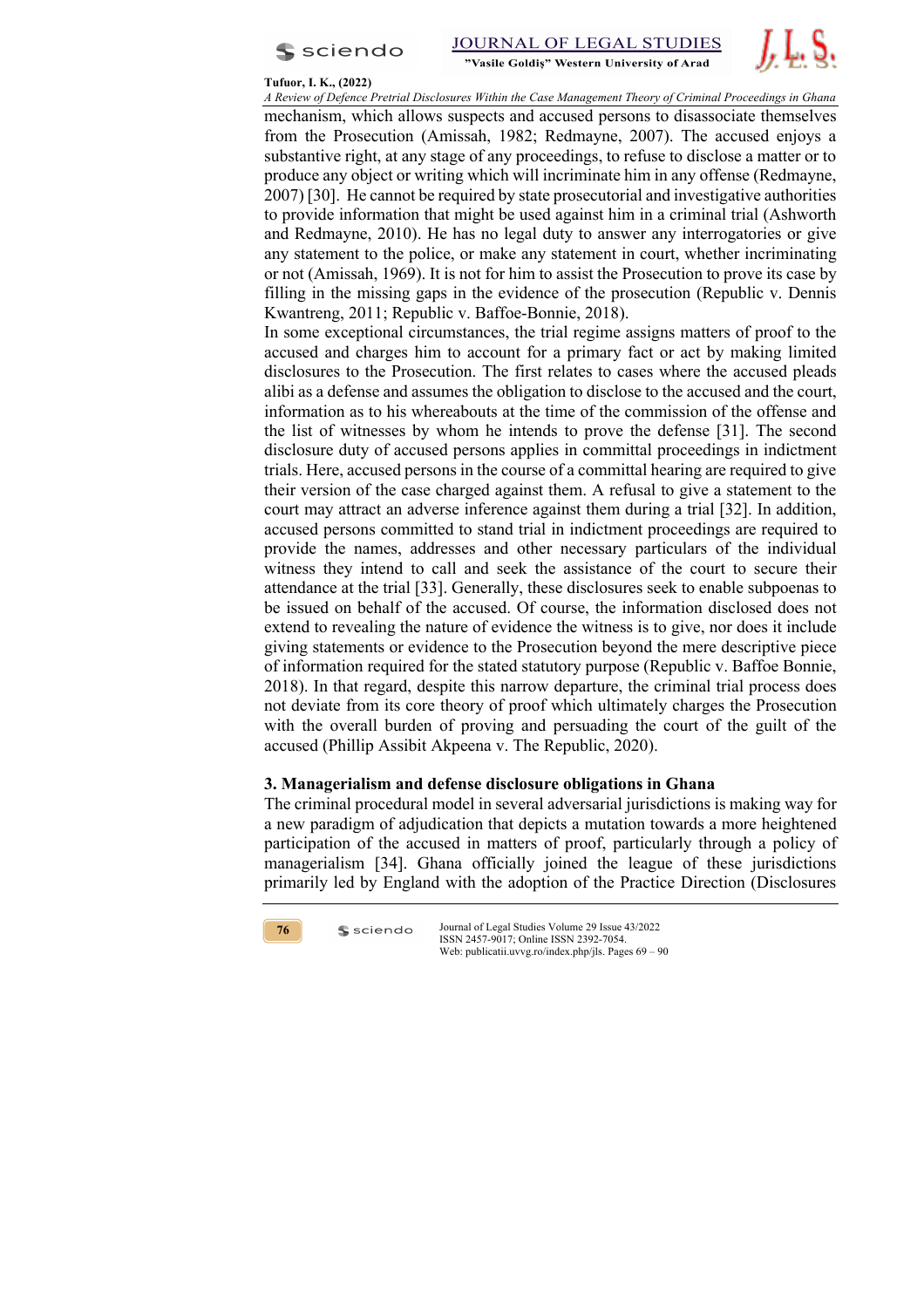mechanism, which allows suspects and accused persons to disassociate themselves from the Prosecution (Amissah, 1982; Redmayne, 2007). The accused enjoys a substantive right, at any stage of any proceedings, to refuse to disclose a matter or to produce any object or writing which will incriminate him in any offense (Redmayne, 2007) [30]. He cannot be required by state prosecutorial and investigative authorities to provide information that might be used against him in a criminal trial (Ashworth and Redmayne, 2010). He has no legal duty to answer any interrogatories or give any statement to the police, or make any statement in court, whether incriminating or not (Amissah, 1969). It is not for him to assist the Prosecution to prove its case by filling in the missing gaps in the evidence of the prosecution (Republic v. Dennis Kwantreng, 2011; Republic v. Baffoe-Bonnie, 2018).

In some exceptional circumstances, the trial regime assigns matters of proof to the accused and charges him to account for a primary fact or act by making limited disclosures to the Prosecution. The first relates to cases where the accused pleads alibi as a defense and assumes the obligation to disclose to the accused and the court, information as to his whereabouts at the time of the commission of the offense and the list of witnesses by whom he intends to prove the defense [31]. The second disclosure duty of accused persons applies in committal proceedings in indictment trials. Here, accused persons in the course of a committal hearing are required to give their version of the case charged against them. A refusal to give a statement to the court may attract an adverse inference against them during a trial [32]. In addition, accused persons committed to stand trial in indictment proceedings are required to provide the names, addresses and other necessary particulars of the individual witness they intend to call and seek the assistance of the court to secure their attendance at the trial [33]. Generally, these disclosures seek to enable subpoenas to be issued on behalf of the accused. Of course, the information disclosed does not extend to revealing the nature of evidence the witness is to give, nor does it include giving statements or evidence to the Prosecution beyond the mere descriptive piece of information required for the stated statutory purpose (Republic v. Baffoe Bonnie, 2018). In that regard, despite this narrow departure, the criminal trial process does not deviate from its core theory of proof which ultimately charges the Prosecution with the overall burden of proving and persuading the court of the guilt of the accused (Phillip Assibit Akpeena v. The Republic, 2020).

## 3. Managerialism and defense disclosure obligations in Ghana

The criminal procedural model in several adversarial jurisdictions is making way for a new paradigm of adjudication that depicts a mutation towards a more heightened participation of the accused in matters of proof, particularly through a policy of managerialism [34]. Ghana officially joined the league of these jurisdictions primarily led by England with the adoption of the Practice Direction (Disclosures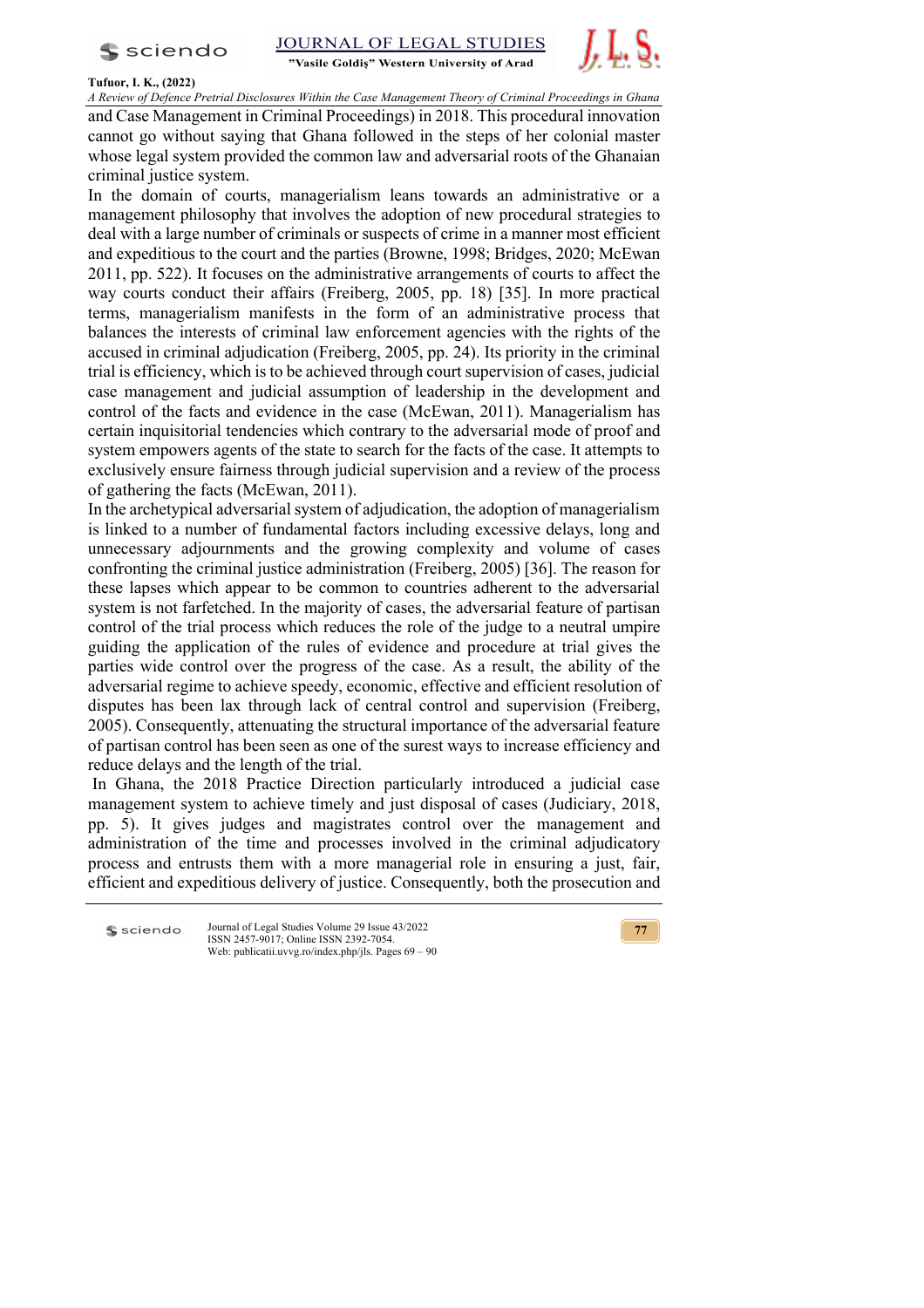and Case Management in Criminal Proceedings) in 2018. This procedural innovation cannot go without saying that Ghana followed in the steps of her colonial master whose legal system provided the common law and adversarial roots of the Ghanaian criminal justice system.

In the domain of courts, managerialism leans towards an administrative or a management philosophy that involves the adoption of new procedural strategies to deal with a large number of criminals or suspects of crime in a manner most efficient and expeditious to the court and the parties (Browne, 1998; Bridges, 2020; McEwan 2011, pp. 522). It focuses on the administrative arrangements of courts to affect the way courts conduct their affairs (Freiberg, 2005, pp. 18) [35]. In more practical terms, managerialism manifests in the form of an administrative process that balances the interests of criminal law enforcement agencies with the rights of the accused in criminal adjudication (Freiberg, 2005, pp. 24). Its priority in the criminal trial is efficiency, which is to be achieved through court supervision of cases, judicial case management and judicial assumption of leadership in the development and control of the facts and evidence in the case (McEwan, 2011). Managerialism has certain inquisitorial tendencies which contrary to the adversarial mode of proof and system empowers agents of the state to search for the facts of the case. It attempts to exclusively ensure fairness through judicial supervision and a review of the process of gathering the facts (McEwan, 2011).

In the archetypical adversarial system of adjudication, the adoption of managerialism is linked to a number of fundamental factors including excessive delays, long and unnecessary adjournments and the growing complexity and volume of cases confronting the criminal justice administration (Freiberg, 2005) [36]. The reason for these lapses which appear to be common to countries adherent to the adversarial system is not farfetched. In the majority of cases, the adversarial feature of partisan control of the trial process which reduces the role of the judge to a neutral umpire guiding the application of the rules of evidence and procedure at trial gives the parties wide control over the progress of the case. As a result, the ability of the adversarial regime to achieve speedy, economic, effective and efficient resolution of disputes has been lax through lack of central control and supervision (Freiberg, 2005). Consequently, attenuating the structural importance of the adversarial feature of partisan control has been seen as one of the surest ways to increase efficiency and reduce delays and the length of the trial.

In Ghana, the 2018 Practice Direction particularly introduced a judicial case management system to achieve timely and just disposal of cases (Judiciary, 2018, pp. 5). It gives judges and magistrates control over the management and administration of the time and processes involved in the criminal adjudicatory process and entrusts them with a more managerial role in ensuring a just, fair, efficient and expeditious delivery of justice. Consequently, both the prosecution and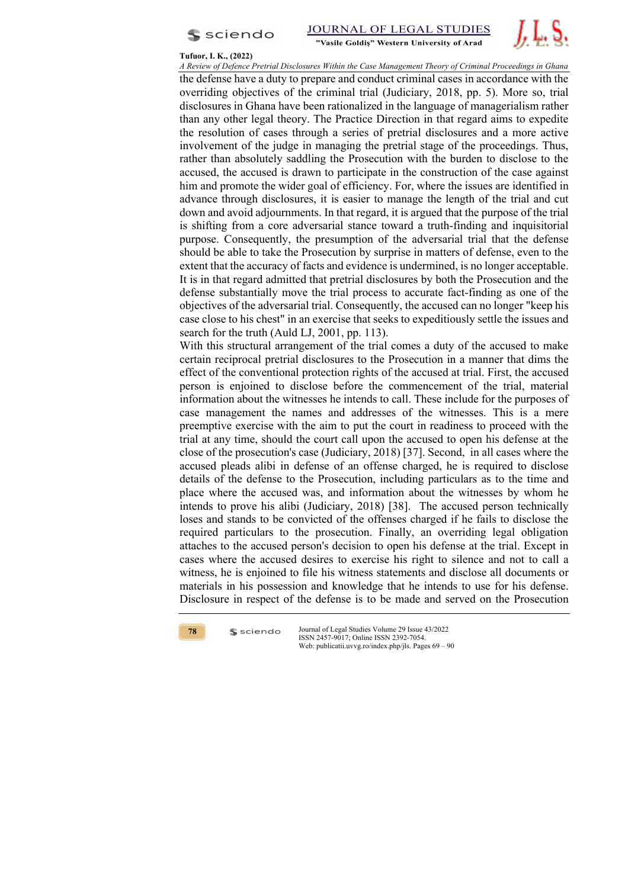the defense have a duty to prepare and conduct criminal cases in accordance with the overriding objectives of the criminal trial (Judiciary, 2018, pp. 5). More so, trial disclosures in Ghana have been rationalized in the language of managerialism rather than any other legal theory. The Practice Direction in that regard aims to expedite the resolution of cases through a series of pretrial disclosures and a more active involvement of the judge in managing the pretrial stage of the proceedings. Thus, rather than absolutely saddling the Prosecution with the burden to disclose to the accused, the accused is drawn to participate in the construction of the case against him and promote the wider goal of efficiency. For, where the issues are identified in advance through disclosures, it is easier to manage the length of the trial and cut down and avoid adjournments. In that regard, it is argued that the purpose of the trial is shifting from a core adversarial stance toward a truth-finding and inquisitorial purpose. Consequently, the presumption of the adversarial trial that the defense should be able to take the Prosecution by surprise in matters of defense, even to the extent that the accuracy of facts and evidence is undermined, is no longer acceptable. It is in that regard admitted that pretrial disclosures by both the Prosecution and the defense substantially move the trial process to accurate fact-finding as one of the objectives of the adversarial trial. Consequently, the accused can no longer "keep his case close to his chest" in an exercise that seeks to expeditiously settle the issues and search for the truth (Auld LJ, 2001, pp. 113).

With this structural arrangement of the trial comes a duty of the accused to make certain reciprocal pretrial disclosures to the Prosecution in a manner that dims the effect of the conventional protection rights of the accused at trial. First, the accused person is enjoined to disclose before the commencement of the trial, material information about the witnesses he intends to call. These include for the purposes of case management the names and addresses of the witnesses. This is a mere preemptive exercise with the aim to put the court in readiness to proceed with the trial at any time, should the court call upon the accused to open his defense at the close of the prosecution's case (Judiciary, 2018) [37]. Second, in all cases where the accused pleads alibi in defense of an offense charged, he is required to disclose details of the defense to the Prosecution, including particulars as to the time and place where the accused was, and information about the witnesses by whom he intends to prove his alibi (Judiciary, 2018) [38]. The accused person technically loses and stands to be convicted of the offenses charged if he fails to disclose the required particulars to the prosecution. Finally, an overriding legal obligation attaches to the accused person's decision to open his defense at the trial. Except in cases where the accused desires to exercise his right to silence and not to call a witness, he is enjoined to file his witness statements and disclose all documents or materials in his possession and knowledge that he intends to use for his defense. Disclosure in respect of the defense is to be made and served on the Prosecution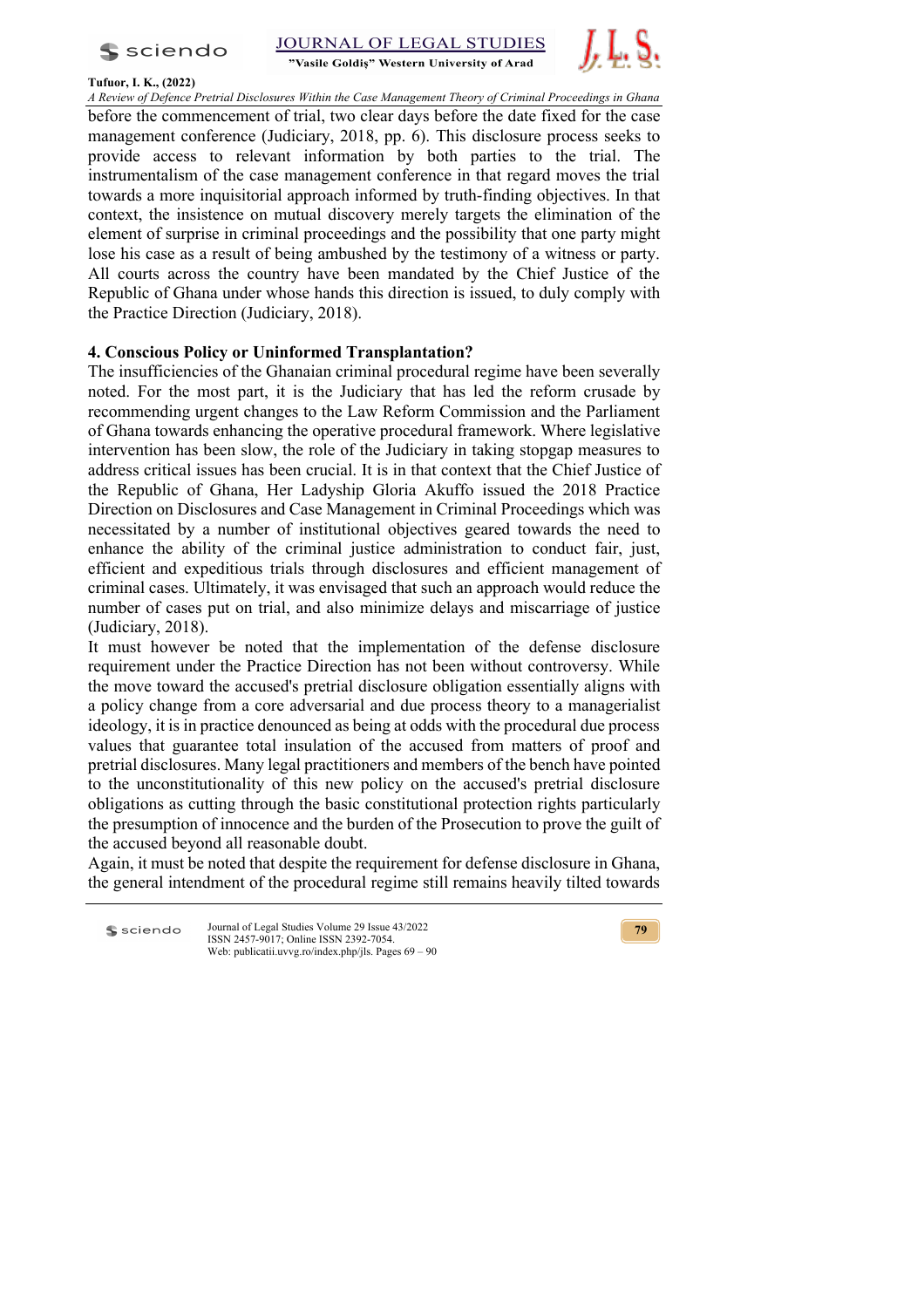before the commencement of trial, two clear days before the date fixed for the case management conference (Judiciary, 2018, pp. 6). This disclosure process seeks to provide access to relevant information by both parties to the trial. The instrumentalism of the case management conference in that regard moves the trial towards a more inquisitorial approach informed by truth-finding objectives. In that context, the insistence on mutual discovery merely targets the elimination of the element of surprise in criminal proceedings and the possibility that one party might lose his case as a result of being ambushed by the testimony of a witness or party. All courts across the country have been mandated by the Chief Justice of the Republic of Ghana under whose hands this direction is issued, to duly comply with the Practice Direction (Judiciary, 2018).

## 4. Conscious Policy or Uninformed Transplantation?

The insufficiencies of the Ghanaian criminal procedural regime have been severally noted. For the most part, it is the Judiciary that has led the reform crusade by recommending urgent changes to the Law Reform Commission and the Parliament of Ghana towards enhancing the operative procedural framework. Where legislative intervention has been slow, the role of the Judiciary in taking stopgap measures to address critical issues has been crucial. It is in that context that the Chief Justice of the Republic of Ghana, Her Ladyship Gloria Akuffo issued the 2018 Practice Direction on Disclosures and Case Management in Criminal Proceedings which was necessitated by a number of institutional objectives geared towards the need to enhance the ability of the criminal justice administration to conduct fair, just, efficient and expeditious trials through disclosures and efficient management of criminal cases. Ultimately, it was envisaged that such an approach would reduce the number of cases put on trial, and also minimize delays and miscarriage of justice (Judiciary, 2018).

It must however be noted that the implementation of the defense disclosure requirement under the Practice Direction has not been without controversy. While the move toward the accused's pretrial disclosure obligation essentially aligns with a policy change from a core adversarial and due process theory to a managerialist ideology, it is in practice denounced as being at odds with the procedural due process values that guarantee total insulation of the accused from matters of proof and pretrial disclosures. Many legal practitioners and members of the bench have pointed to the unconstitutionality of this new policy on the accused's pretrial disclosure obligations as cutting through the basic constitutional protection rights particularly the presumption of innocence and the burden of the Prosecution to prove the guilt of the accused beyond all reasonable doubt.

Again, it must be noted that despite the requirement for defense disclosure in Ghana, the general intendment of the procedural regime still remains heavily tilted towards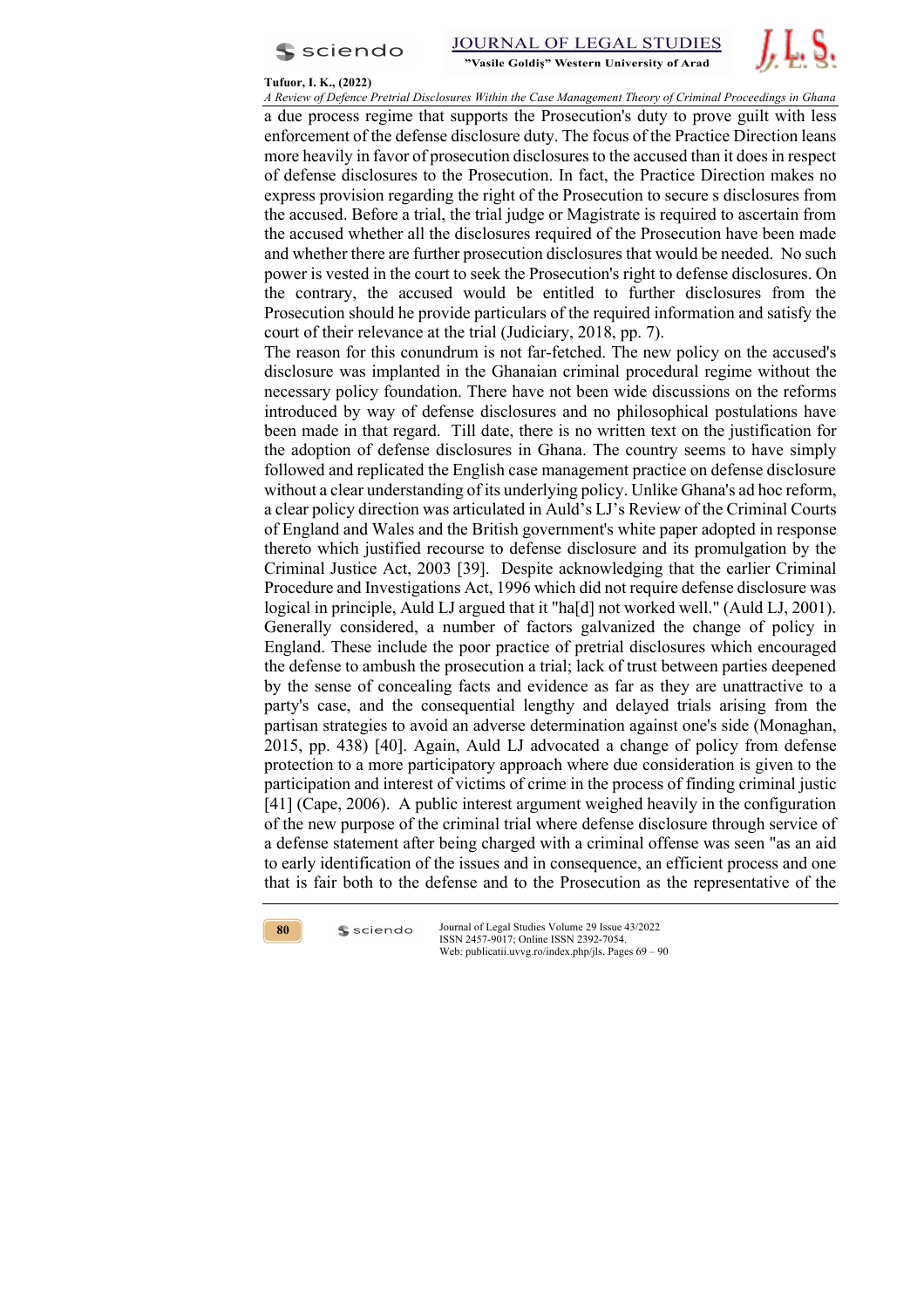a due process regime that supports the Prosecution's duty to prove guilt with less enforcement of the defense disclosure duty. The focus of the Practice Direction leans more heavily in favor of prosecution disclosures to the accused than it does in respect of defense disclosures to the Prosecution. In fact, the Practice Direction makes no express provision regarding the right of the Prosecution to secure s disclosures from the accused. Before a trial, the trial judge or Magistrate is required to ascertain from the accused whether all the disclosures required of the Prosecution have been made and whether there are further prosecution disclosures that would be needed. No such power is vested in the court to seek the Prosecution's right to defense disclosures. On the contrary, the accused would be entitled to further disclosures from the Prosecution should he provide particulars of the required information and satisfy the court of their relevance at the trial (Judiciary, 2018, pp. 7).

The reason for this conundrum is not far-fetched. The new policy on the accused's disclosure was implanted in the Ghanaian criminal procedural regime without the necessary policy foundation. There have not been wide discussions on the reforms introduced by way of defense disclosures and no philosophical postulations have been made in that regard. Till date, there is no written text on the justification for the adoption of defense disclosures in Ghana. The country seems to have simply followed and replicated the English case management practice on defense disclosure without a clear understanding of its underlying policy. Unlike Ghana's ad hoc reform, a clear policy direction was articulated in Auld's LJ's Review of the Criminal Courts of England and Wales and the British government's white paper adopted in response thereto which justified recourse to defense disclosure and its promulgation by the Criminal Justice Act, 2003 [39]. Despite acknowledging that the earlier Criminal Procedure and Investigations Act, 1996 which did not require defense disclosure was logical in principle, Auld LJ argued that it "ha[d] not worked well." (Auld LJ, 2001). Generally considered, a number of factors galvanized the change of policy in England. These include the poor practice of pretrial disclosures which encouraged the defense to ambush the prosecution a trial; lack of trust between parties deepened by the sense of concealing facts and evidence as far as they are unattractive to a party's case, and the consequential lengthy and delayed trials arising from the partisan strategies to avoid an adverse determination against one's side (Monaghan, 2015, pp. 438) [40]. Again, Auld LJ advocated a change of policy from defense protection to a more participatory approach where due consideration is given to the participation and interest of victims of crime in the process of finding criminal justic [41] (Cape, 2006). A public interest argument weighed heavily in the configuration of the new purpose of the criminal trial where defense disclosure through service of a defense statement after being charged with a criminal offense was seen "as an aid to early identification of the issues and in consequence, an efficient process and one that is fair both to the defense and to the Prosecution as the representative of the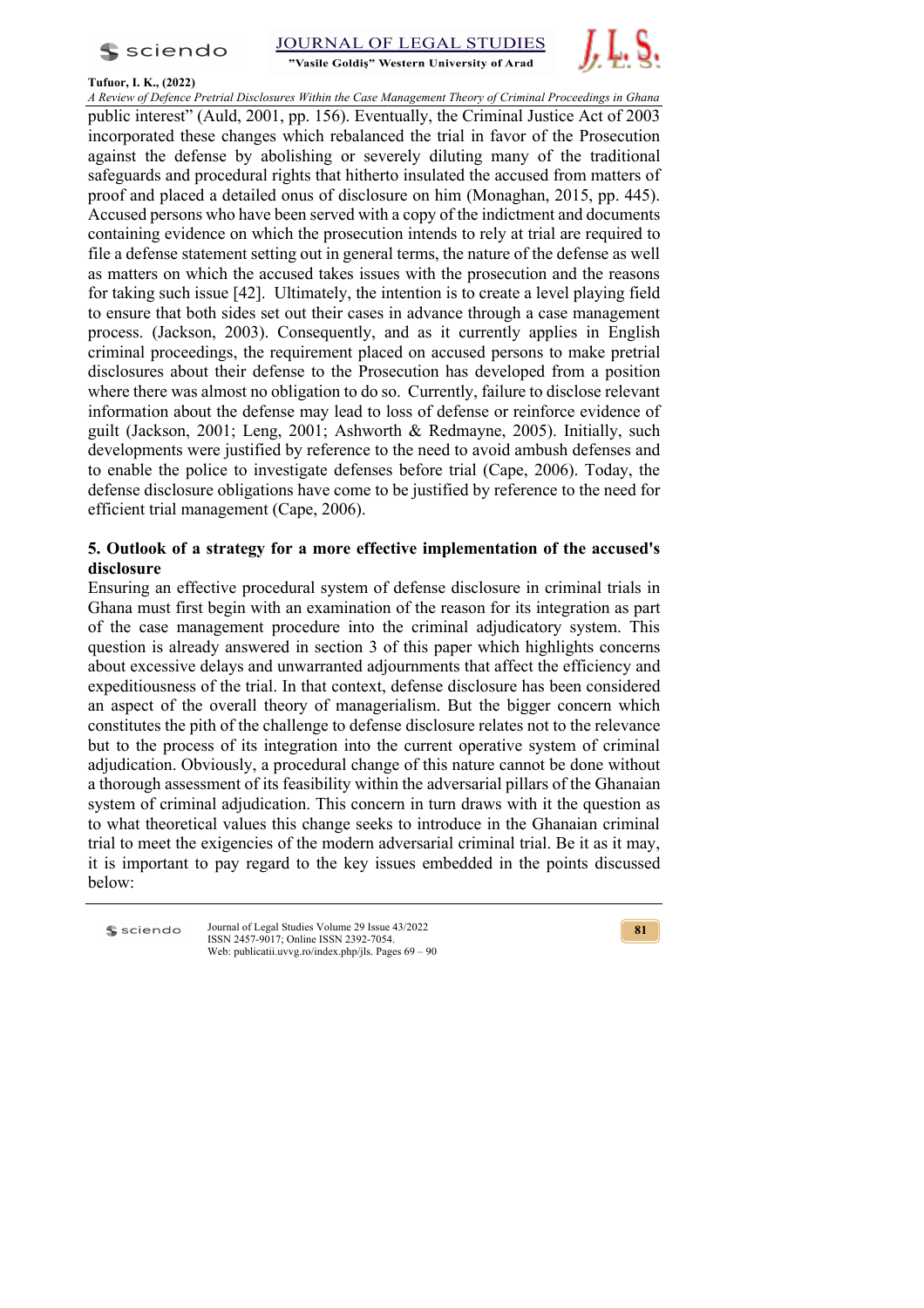public interest" (Auld, 2001, pp. 156). Eventually, the Criminal Justice Act of 2003 incorporated these changes which rebalanced the trial in favor of the Prosecution against the defense by abolishing or severely diluting many of the traditional safeguards and procedural rights that hitherto insulated the accused from matters of proof and placed a detailed onus of disclosure on him (Monaghan, 2015, pp. 445). Accused persons who have been served with a copy of the indictment and documents containing evidence on which the prosecution intends to rely at trial are required to file a defense statement setting out in general terms, the nature of the defense as well as matters on which the accused takes issues with the prosecution and the reasons for taking such issue [42]. Ultimately, the intention is to create a level playing field to ensure that both sides set out their cases in advance through a case management process. (Jackson, 2003). Consequently, and as it currently applies in English criminal proceedings, the requirement placed on accused persons to make pretrial disclosures about their defense to the Prosecution has developed from a position where there was almost no obligation to do so. Currently, failure to disclose relevant information about the defense may lead to loss of defense or reinforce evidence of guilt (Jackson, 2001; Leng, 2001; Ashworth & Redmayne, 2005). Initially, such developments were justified by reference to the need to avoid ambush defenses and to enable the police to investigate defenses before trial (Cape, 2006). Today, the defense disclosure obligations have come to be justified by reference to the need for efficient trial management (Cape, 2006).

## 5. Outlook of a strategy for a more effective implementation of the accused's disclosure

Ensuring an effective procedural system of defense disclosure in criminal trials in Ghana must first begin with an examination of the reason for its integration as part of the case management procedure into the criminal adjudicatory system. This question is already answered in section 3 of this paper which highlights concerns about excessive delays and unwarranted adjournments that affect the efficiency and expeditiousness of the trial. In that context, defense disclosure has been considered an aspect of the overall theory of managerialism. But the bigger concern which constitutes the pith of the challenge to defense disclosure relates not to the relevance but to the process of its integration into the current operative system of criminal adjudication. Obviously, a procedural change of this nature cannot be done without a thorough assessment of its feasibility within the adversarial pillars of the Ghanaian system of criminal adjudication. This concern in turn draws with it the question as to what theoretical values this change seeks to introduce in the Ghanaian criminal trial to meet the exigencies of the modern adversarial criminal trial. Be it as it may, it is important to pay regard to the key issues embedded in the points discussed below: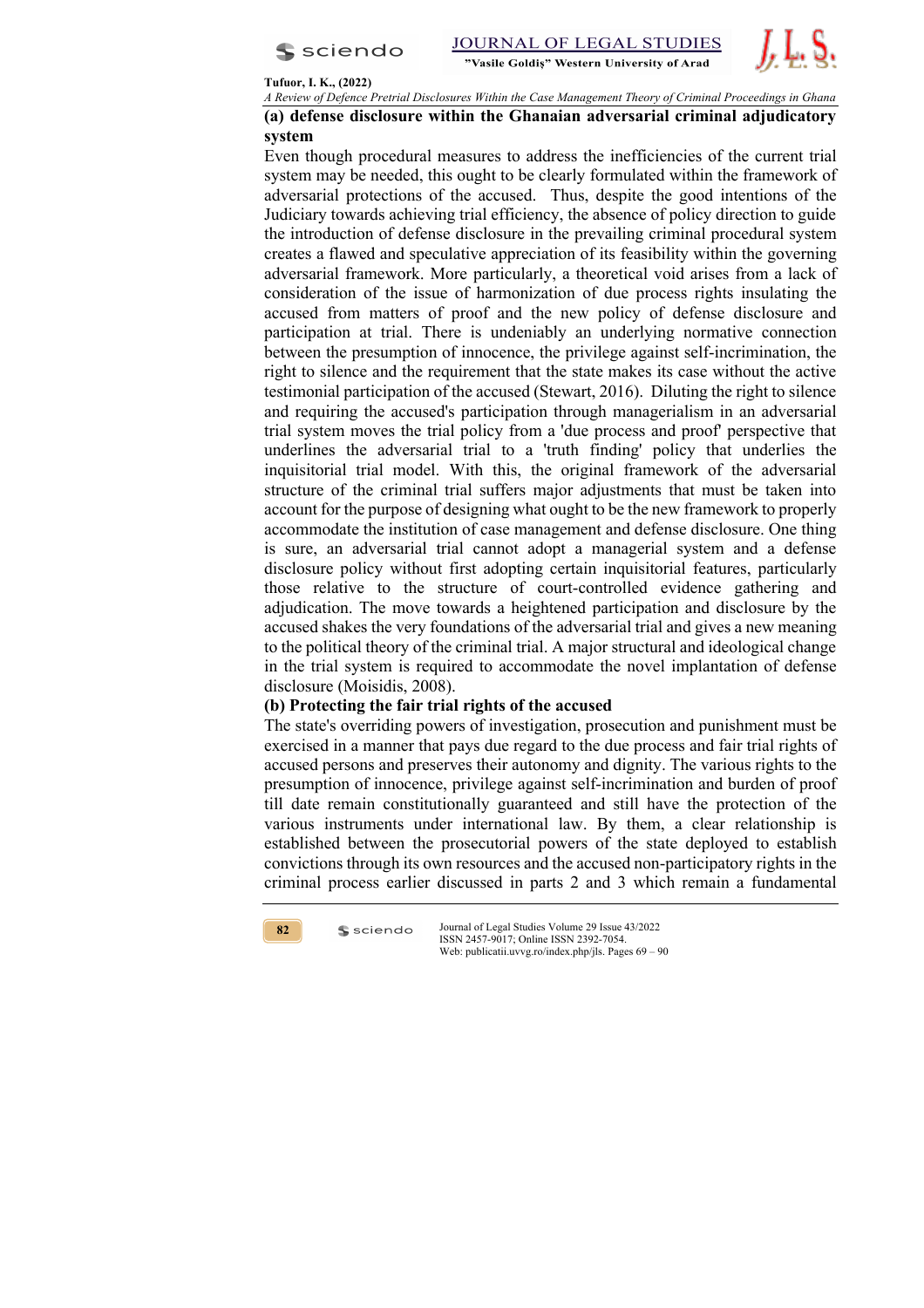**(a) defense disclosure within the Ghanaian adversarial criminal adjudicatory system**

Even though procedural measures to address the inefficiencies of the current trial system may be needed, this ought to be clearly formulated within the framework of adversarial protections of the accused. Thus, despite the good intentions of the Judiciary towards achieving trial efficiency, the absence of policy direction to guide the introduction of defense disclosure in the prevailing criminal procedural system creates a flawed and speculative appreciation of its feasibility within the governing adversarial framework. More particularly, a theoretical void arises from a lack of consideration of the issue of harmonization of due process rights insulating the accused from matters of proof and the new policy of defense disclosure and participation at trial. There is undeniably an underlying normative connection between the presumption of innocence, the privilege against self-incrimination, the right to silence and the requirement that the state makes its case without the active testimonial participation of the accused (Stewart, 2016). Diluting the right to silence and requiring the accused's participation through managerialism in an adversarial trial system moves the trial policy from a 'due process and proof' perspective that underlines the adversarial trial to a 'truth finding' policy that underlies the inquisitorial trial model. With this, the original framework of the adversarial structure of the criminal trial suffers major adjustments that must be taken into account for the purpose of designing what ought to be the new framework to properly accommodate the institution of case management and defense disclosure. One thing is sure, an adversarial trial cannot adopt a managerial system and a defense disclosure policy without first adopting certain inquisitorial features, particularly those relative to the structure of court-controlled evidence gathering and adjudication. The move towards a heightened participation and disclosure by the accused shakes the very foundations of the adversarial trial and gives a new meaning to the political theory of the criminal trial. A major structural and ideological change in the trial system is required to accommodate the novel implantation of defense disclosure (Moisidis, 2008).

**(b) Protecting the fair trial rights of the accused**

The state's overriding powers of investigation, prosecution and punishment must be exercised in a manner that pays due regard to the due process and fair trial rights of accused persons and preserves their autonomy and dignity. The various rights to the presumption of innocence, privilege against self-incrimination and burden of proof till date remain constitutionally guaranteed and still have the protection of the various instruments under international law. By them, a clear relationship is established between the prosecutorial powers of the state deployed to establish convictions through its own resources and the accused non-participatory rights in the criminal process earlier discussed in parts 2 and 3 which remain a fundamental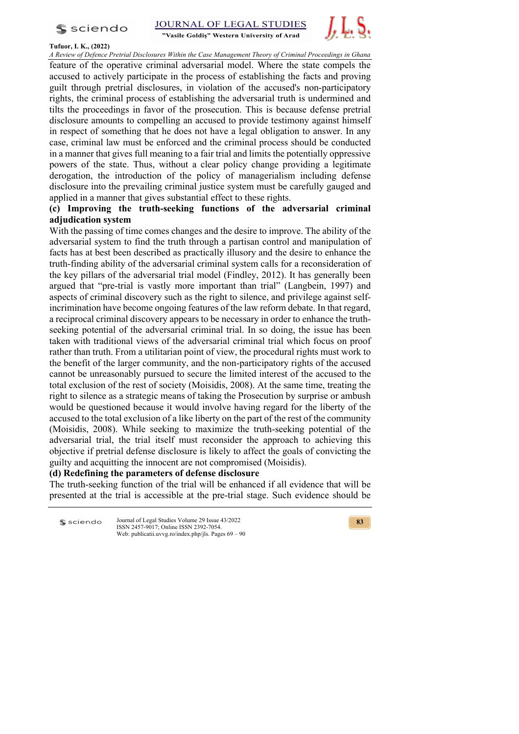feature of the operative criminal adversarial model. Where the state compels the accused to actively participate in the process of establishing the facts and proving guilt through pretrial disclosures, in violation of the accused's non-participatory rights, the criminal process of establishing the adversarial truth is undermined and tilts the proceedings in favor of the prosecution. This is because defense pretrial disclosure amounts to compelling an accused to provide testimony against himself in respect of something that he does not have a legal obligation to answer. In any case, criminal law must be enforced and the criminal process should be conducted in a manner that gives full meaning to a fair trial and limits the potentially oppressive powers of the state. Thus, without a clear policy change providing a legitimate derogation, the introduction of the policy of managerialism including defense disclosure into the prevailing criminal justice system must be carefully gauged and applied in a manner that gives substantial effect to these rights.

**(c) Improving the truth-seeking functions of the adversarial criminal adjudication system**

With the passing of time comes changes and the desire to improve. The ability of the adversarial system to find the truth through a partisan control and manipulation of facts has at best been described as practically illusory and the desire to enhance the truth-finding ability of the adversarial criminal system calls for a reconsideration of the key pillars of the adversarial trial model (Findley, 2012). It has generally been argued that "pre-trial is vastly more important than trial" (Langbein, 1997) and aspects of criminal discovery such as the right to silence, and privilege against self-incrimination have become ongoing features of the law reform debate. In that regard, a reciprocal criminal discovery appears to be necessary in order to enhance the truth-seeking potential of the adversarial criminal trial. In so doing, the issue has been taken with traditional views of the adversarial criminal trial which focus on proof rather than truth. From a utilitarian point of view, the procedural rights must work to the benefit of the larger community, and the non-participatory rights of the accused cannot be unreasonably pursued to secure the limited interest of the accused to the total exclusion of the rest of society (Moisidis, 2008). At the same time, treating the right to silence as a strategic means of taking the Prosecution by surprise or ambush would be questioned because it would involve having regard for the liberty of the accused to the total exclusion of a like liberty on the part of the rest of the community (Moisidis, 2008). While seeking to maximize the truth-seeking potential of the adversarial trial, the trial itself must reconsider the approach to achieving this objective if pretrial defense disclosure is likely to affect the goals of convicting the guilty and acquitting the innocent are not compromised (Moisidis).

**(d) Redefining the parameters of defense disclosure**

The truth-seeking function of the trial will be enhanced if all evidence that will be presented at the trial is accessible at the pre-trial stage. Such evidence should be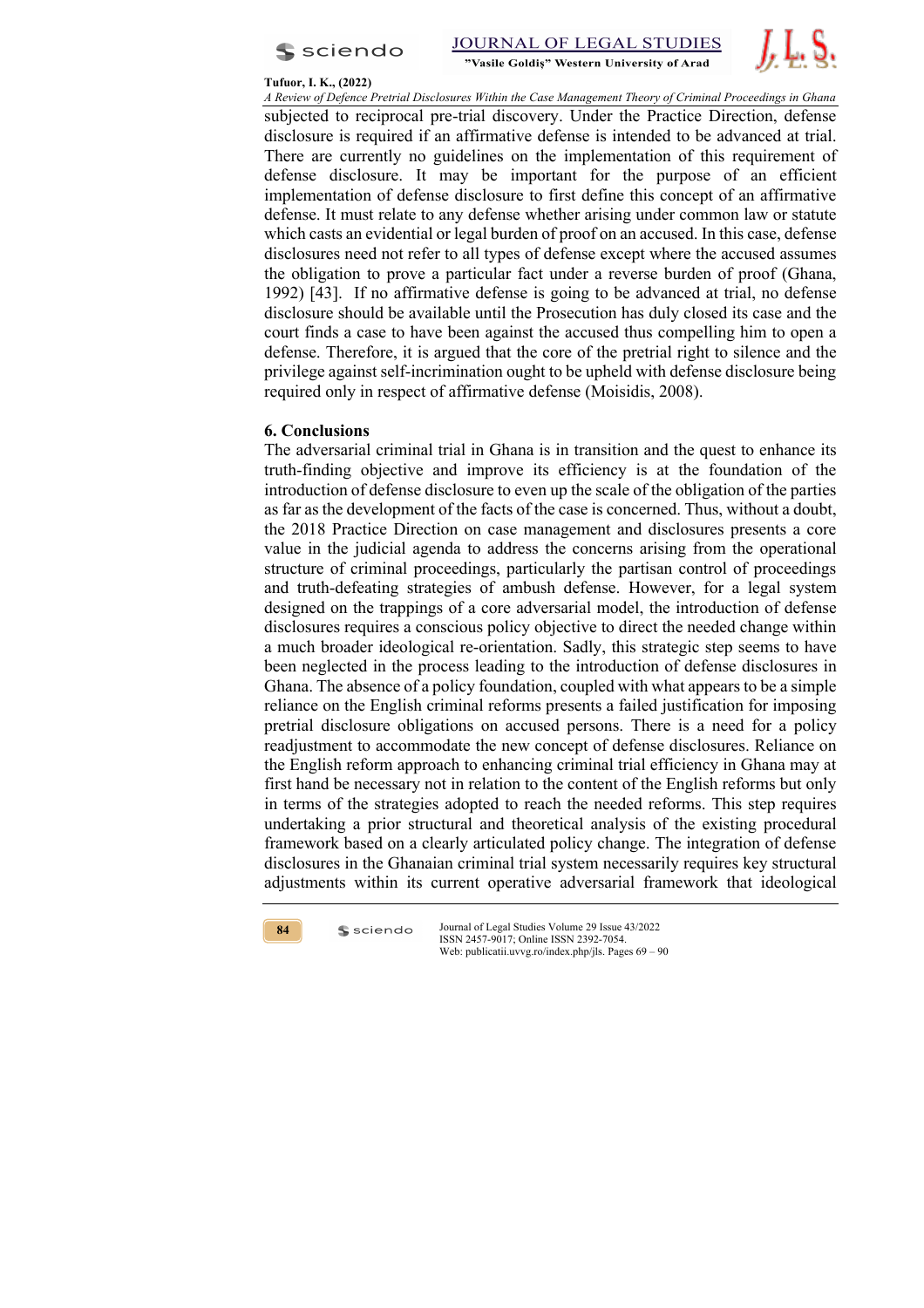subjected to reciprocal pre-trial discovery. Under the Practice Direction, defense disclosure is required if an affirmative defense is intended to be advanced at trial. There are currently no guidelines on the implementation of this requirement of defense disclosure. It may be important for the purpose of an efficient implementation of defense disclosure to first define this concept of an affirmative defense. It must relate to any defense whether arising under common law or statute which casts an evidential or legal burden of proof on an accused. In this case, defense disclosures need not refer to all types of defense except where the accused assumes the obligation to prove a particular fact under a reverse burden of proof (Ghana, 1992) [43]. If no affirmative defense is going to be advanced at trial, no defense disclosure should be available until the Prosecution has duly closed its case and the court finds a case to have been against the accused thus compelling him to open a defense. Therefore, it is argued that the core of the pretrial right to silence and the privilege against self-incrimination ought to be upheld with defense disclosure being required only in respect of affirmative defense (Moisidis, 2008).

## 6. Conclusions

The adversarial criminal trial in Ghana is in transition and the quest to enhance its truth-finding objective and improve its efficiency is at the foundation of the introduction of defense disclosure to even up the scale of the obligation of the parties as far as the development of the facts of the case is concerned. Thus, without a doubt, the 2018 Practice Direction on case management and disclosures presents a core value in the judicial agenda to address the concerns arising from the operational structure of criminal proceedings, particularly the partisan control of proceedings and truth-defeating strategies of ambush defense. However, for a legal system designed on the trappings of a core adversarial model, the introduction of defense disclosures requires a conscious policy objective to direct the needed change within a much broader ideological re-orientation. Sadly, this strategic step seems to have been neglected in the process leading to the introduction of defense disclosures in Ghana. The absence of a policy foundation, coupled with what appears to be a simple reliance on the English criminal reforms presents a failed justification for imposing pretrial disclosure obligations on accused persons. There is a need for a policy readjustment to accommodate the new concept of defense disclosures. Reliance on the English reform approach to enhancing criminal trial efficiency in Ghana may at first hand be necessary not in relation to the content of the English reforms but only in terms of the strategies adopted to reach the needed reforms. This step requires undertaking a prior structural and theoretical analysis of the existing procedural framework based on a clearly articulated policy change. The integration of defense disclosures in the Ghanaian criminal trial system necessarily requires key structural adjustments within its current operative adversarial framework that ideological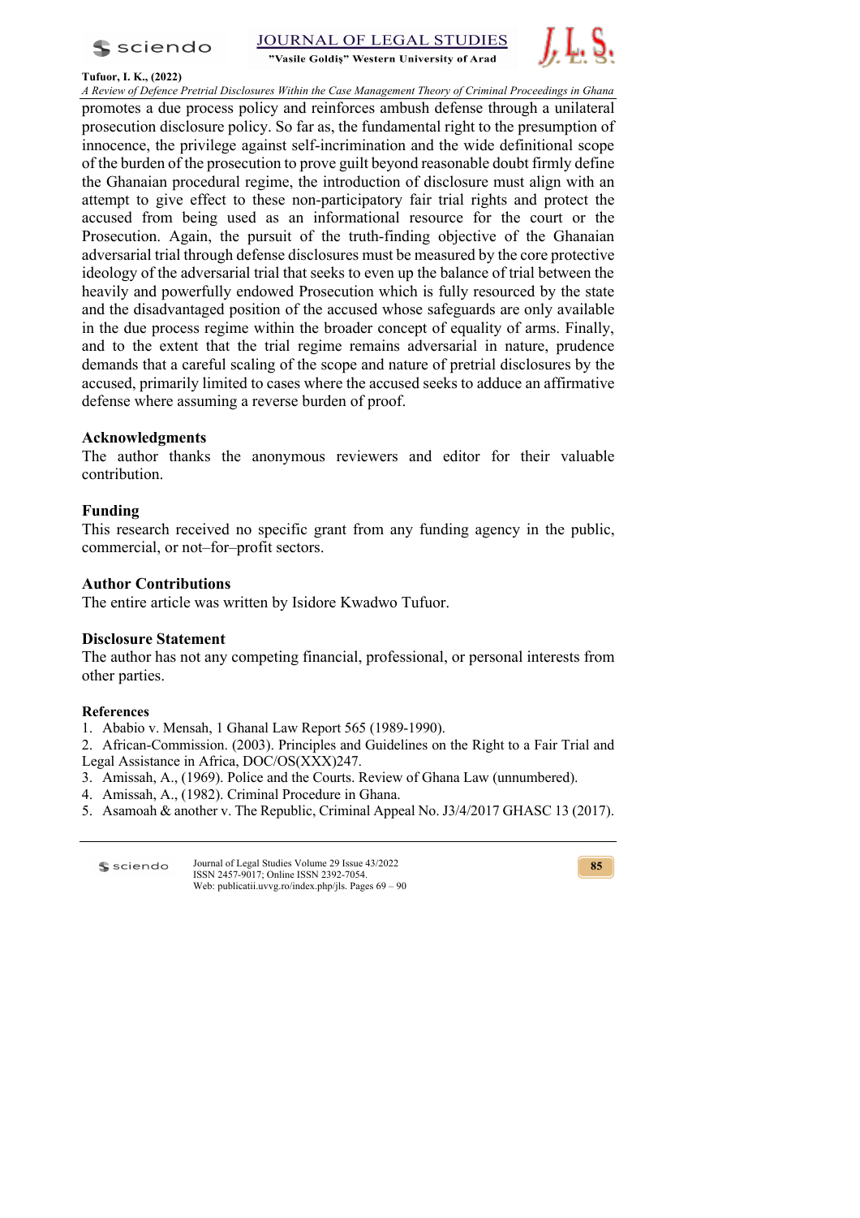promotes a due process policy and reinforces ambush defense through a unilateral prosecution disclosure policy. So far as, the fundamental right to the presumption of innocence, the privilege against self-incrimination and the wide definitional scope of the burden of the prosecution to prove guilt beyond reasonable doubt firmly define the Ghanaian procedural regime, the introduction of disclosure must align with an attempt to give effect to these non-participatory fair trial rights and protect the accused from being used as an informational resource for the court or the Prosecution. Again, the pursuit of the truth-finding objective of the Ghanaian adversarial trial through defense disclosures must be measured by the core protective ideology of the adversarial trial that seeks to even up the balance of trial between the heavily and powerfully endowed Prosecution which is fully resourced by the state and the disadvantaged position of the accused whose safeguards are only available in the due process regime within the broader concept of equality of arms. Finally, and to the extent that the trial regime remains adversarial in nature, prudence demands that a careful scaling of the scope and nature of pretrial disclosures by the accused, primarily limited to cases where the accused seeks to adduce an affirmative defense where assuming a reverse burden of proof.

## Acknowledgments

The author thanks the anonymous reviewers and editor for their valuable contribution.

## Funding

This research received no specific grant from any funding agency in the public, commercial, or not–for–profit sectors.

## Author Contributions

The entire article was written by Isidore Kwadwo Tufuor.

## Disclosure Statement

The author has not any competing financial, professional, or personal interests from other parties.

## References

1. Ababio v. Mensah, 1 Ghanal Law Report 565 (1989-1990).
2. African-Commission. (2003). Principles and Guidelines on the Right to a Fair Trial and Legal Assistance in Africa, DOC/OS(XXX)247.
3. Amissah, A., (1969). Police and the Courts. Review of Ghana Law (unnumbered).
4. Amissah, A., (1982). Criminal Procedure in Ghana.
5. Asamoah & another v. The Republic, Criminal Appeal No. J3/4/2017 GHASC 13 (2017).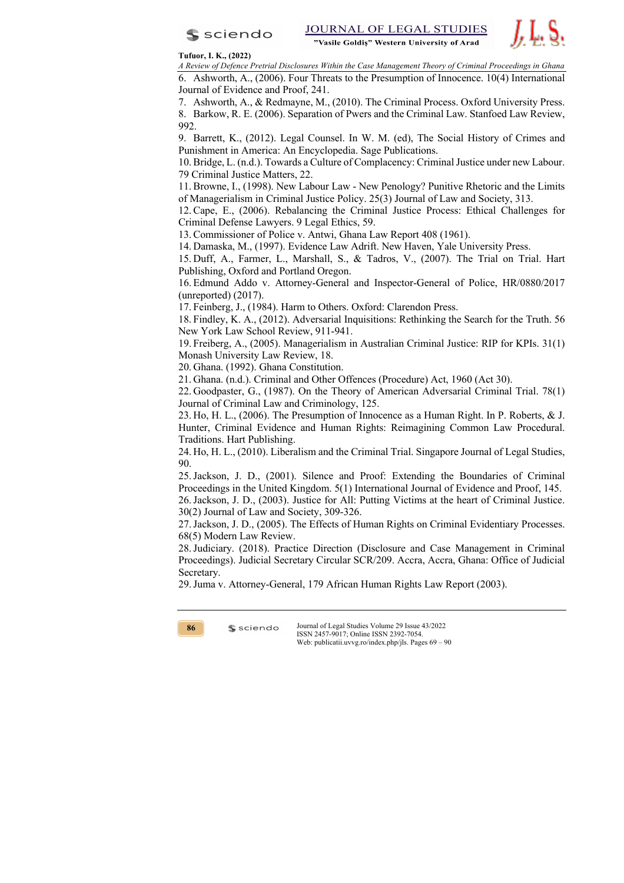6. Ashworth, A., (2006). Four Threats to the Presumption of Innocence. 10(4) International Journal of Evidence and Proof, 241.
7. Ashworth, A., & Redmayne, M., (2010). The Criminal Process. Oxford University Press.
8. Barkow, R. E. (2006). Separation of Pwers and the Criminal Law. Stanfoed Law Review, 992.
9. Barrett, K., (2012). Legal Counsel. In W. M. (ed), The Social History of Crimes and Punishment in America: An Encyclopedia. Sage Publications.
10. Bridge, L. (n.d.). Towards a Culture of Complacency: Criminal Justice under new Labour. 79 Criminal Justice Matters, 22.
11. Browne, I., (1998). New Labour Law - New Penology? Punitive Rhetoric and the Limits of Managerialism in Criminal Justice Policy. 25(3) Journal of Law and Society, 313.
12. Cape, E., (2006). Rebalancing the Criminal Justice Process: Ethical Challenges for Criminal Defense Lawyers. 9 Legal Ethics, 59.
13. Commissioner of Police v. Antwi, Ghana Law Report 408 (1961).
14. Damaska, M., (1997). Evidence Law Adrift. New Haven, Yale University Press.
15. Duff, A., Farmer, L., Marshall, S., & Tadros, V., (2007). The Trial on Trial. Hart Publishing, Oxford and Portland Oregon.
16. Edmund Addo v. Attorney-General and Inspector-General of Police, HR/0880/2017 (unreported) (2017).
17. Feinberg, J., (1984). Harm to Others. Oxford: Clarendon Press.
18. Findley, K. A., (2012). Adversarial Inquisitions: Rethinking the Search for the Truth. 56 New York Law School Review, 911-941.
19. Freiberg, A., (2005). Managerialism in Australian Criminal Justice: RIP for KPIs. 31(1) Monash University Law Review, 18.
20. Ghana. (1992). Ghana Constitution.
21. Ghana. (n.d.). Criminal and Other Offences (Procedure) Act, 1960 (Act 30).
22. Goodpaster, G., (1987). On the Theory of American Adversarial Criminal Trial. 78(1) Journal of Criminal Law and Criminology, 125.
23. Ho, H. L., (2006). The Presumption of Innocence as a Human Right. In P. Roberts, & J. Hunter, Criminal Evidence and Human Rights: Reimagining Common Law Procedural. Traditions. Hart Publishing.
24. Ho, H. L., (2010). Liberalism and the Criminal Trial. Singapore Journal of Legal Studies, 90.
25. Jackson, J. D., (2001). Silence and Proof: Extending the Boundaries of Criminal Proceedings in the United Kingdom. 5(1) International Journal of Evidence and Proof, 145.
26. Jackson, J. D., (2003). Justice for All: Putting Victims at the heart of Criminal Justice. 30(2) Journal of Law and Society, 309-326.
27. Jackson, J. D., (2005). The Effects of Human Rights on Criminal Evidentiary Processes. 68(5) Modern Law Review.
28. Judiciary. (2018). Practice Direction (Disclosure and Case Management in Criminal Proceedings). Judicial Secretary Circular SCR/209. Accra, Accra, Ghana: Office of Judicial Secretary.
29. Juma v. Attorney-General, 179 African Human Rights Law Report (2003).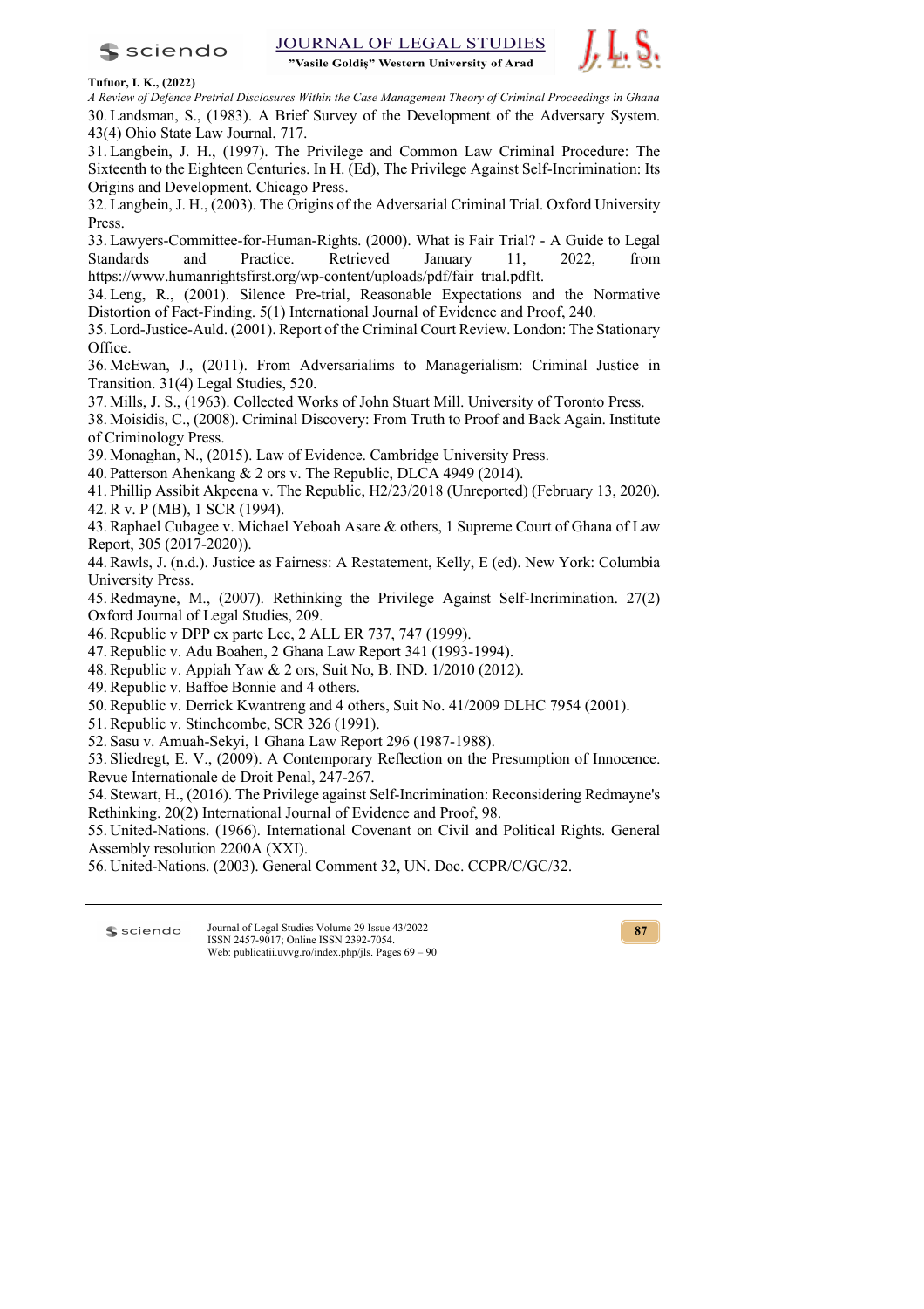30. Landsman, S., (1983). A Brief Survey of the Development of the Adversary System. 43(4) Ohio State Law Journal, 717.
31. Langbein, J. H., (1997). The Privilege and Common Law Criminal Procedure: The Sixteenth to the Eighteen Centuries. In H. (Ed), The Privilege Against Self-Incrimination: Its Origins and Development. Chicago Press.
32. Langbein, J. H., (2003). The Origins of the Adversarial Criminal Trial. Oxford University Press.
33. Lawyers-Committee-for-Human-Rights. (2000). What is Fair Trial? - A Guide to Legal Standards and Practice. Retrieved January 11, 2022, from https://www.humanrightsfirst.org/wp-content/uploads/pdf/fair_trial.pdfIt.
34. Leng, R., (2001). Silence Pre-trial, Reasonable Expectations and the Normative Distortion of Fact-Finding. 5(1) International Journal of Evidence and Proof, 240.
35. Lord-Justice-Auld. (2001). Report of the Criminal Court Review. London: The Stationary Office.
36. McEwan, J., (2011). From Adversarialims to Managerialism: Criminal Justice in Transition. 31(4) Legal Studies, 520.
37. Mills, J. S., (1963). Collected Works of John Stuart Mill. University of Toronto Press.
38. Moisidis, C., (2008). Criminal Discovery: From Truth to Proof and Back Again. Institute of Criminology Press.
39. Monaghan, N., (2015). Law of Evidence. Cambridge University Press.
40. Patterson Ahenkang & 2 ors v. The Republic, DLCA 4949 (2014).
41. Phillip Assibit Akpeena v. The Republic, H2/23/2018 (Unreported) (February 13, 2020).
42. R v. P (MB), 1 SCR (1994).
43. Raphael Cubagee v. Michael Yeboah Asare & others, 1 Supreme Court of Ghana of Law Report, 305 (2017-2020)).
44. Rawls, J. (n.d.). Justice as Fairness: A Restatement, Kelly, E (ed). New York: Columbia University Press.
45. Redmayne, M., (2007). Rethinking the Privilege Against Self-Incrimination. 27(2) Oxford Journal of Legal Studies, 209.
46. Republic v DPP ex parte Lee, 2 ALL ER 737, 747 (1999).
47. Republic v. Adu Boahen, 2 Ghana Law Report 341 (1993-1994).
48. Republic v. Appiah Yaw & 2 ors, Suit No, B. IND. 1/2010 (2012).
49. Republic v. Baffoe Bonnie and 4 others.
50. Republic v. Derrick Kwantreng and 4 others, Suit No. 41/2009 DLHC 7954 (2001).
51. Republic v. Stinchcombe, SCR 326 (1991).
52. Sasu v. Amuah-Sekyi, 1 Ghana Law Report 296 (1987-1988).
53. Sliedregt, E. V., (2009). A Contemporary Reflection on the Presumption of Innocence. Revue Internationale de Droit Penal, 247-267.
54. Stewart, H., (2016). The Privilege against Self-Incrimination: Reconsidering Redmayne's Rethinking. 20(2) International Journal of Evidence and Proof, 98.
55. United-Nations. (1966). International Covenant on Civil and Political Rights. General Assembly resolution 2200A (XXI).
56. United-Nations. (2003). General Comment 32, UN. Doc. CCPR/C/GC/32.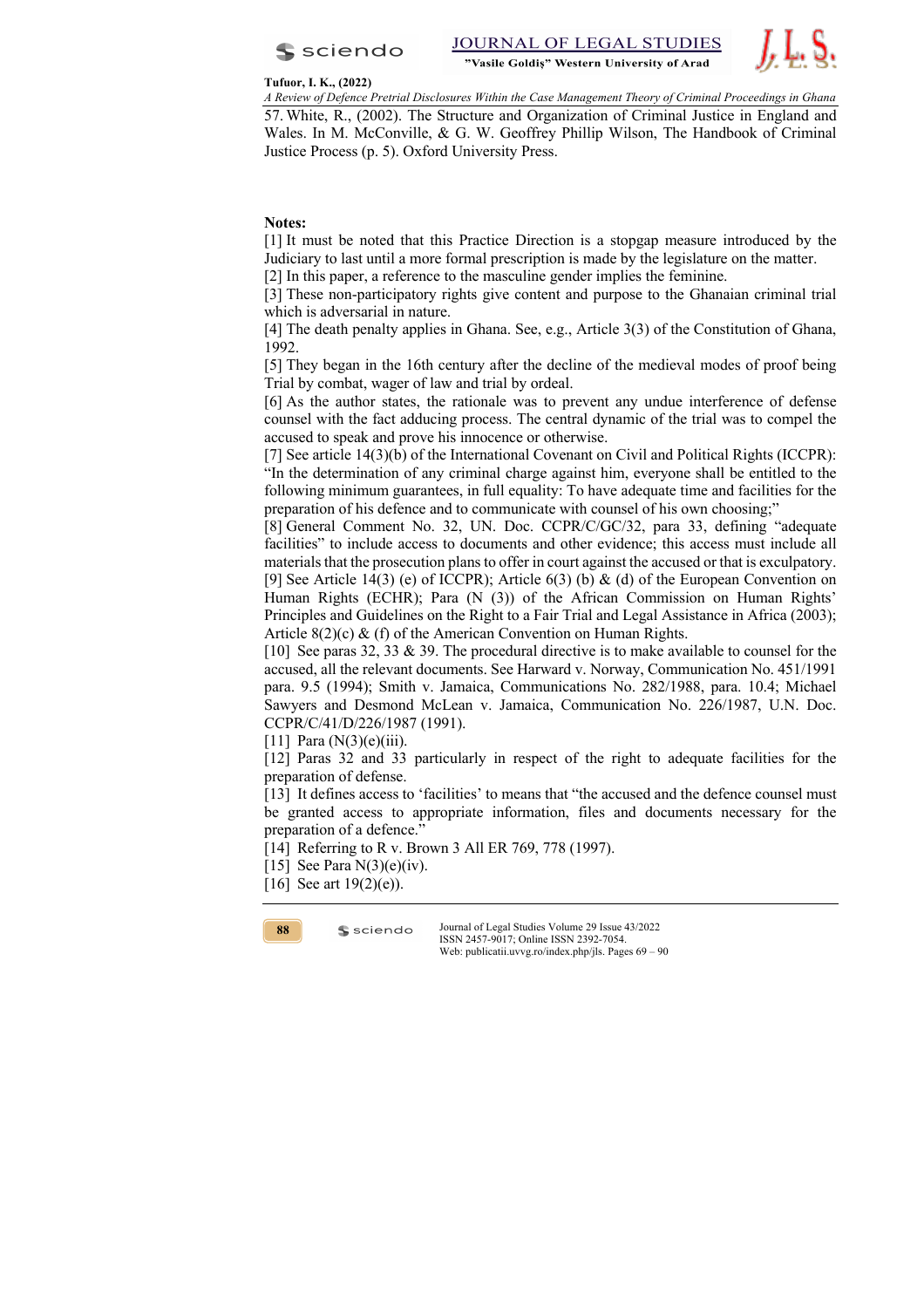57. White, R., (2002). The Structure and Organization of Criminal Justice in England and Wales. In M. McConville, & G. W. Geoffrey Phillip Wilson, The Handbook of Criminal Justice Process (p. 5). Oxford University Press.

**Notes:**

[1] It must be noted that this Practice Direction is a stopgap measure introduced by the Judiciary to last until a more formal prescription is made by the legislature on the matter.

[2] In this paper, a reference to the masculine gender implies the feminine.

[3] These non-participatory rights give content and purpose to the Ghanaian criminal trial which is adversarial in nature.

[4] The death penalty applies in Ghana. See, e.g., Article 3(3) of the Constitution of Ghana, 1992.

[5] They began in the 16th century after the decline of the medieval modes of proof being Trial by combat, wager of law and trial by ordeal.

[6] As the author states, the rationale was to prevent any undue interference of defense counsel with the fact adducing process. The central dynamic of the trial was to compel the accused to speak and prove his innocence or otherwise.

[7] See article 14(3)(b) of the International Covenant on Civil and Political Rights (ICCPR): "In the determination of any criminal charge against him, everyone shall be entitled to the following minimum guarantees, in full equality: To have adequate time and facilities for the preparation of his defence and to communicate with counsel of his own choosing;"

[8] General Comment No. 32, UN. Doc. CCPR/C/GC/32, para 33, defining "adequate facilities" to include access to documents and other evidence; this access must include all materials that the prosecution plans to offer in court against the accused or that is exculpatory.

[9] See Article 14(3) (e) of ICCPR; Article 6(3) (b) & (d) of the European Convention on Human Rights (ECHR); Para (N (3)) of the African Commission on Human Rights' Principles and Guidelines on the Right to a Fair Trial and Legal Assistance in Africa (2003); Article 8(2)(c) & (f) of the American Convention on Human Rights.

[10] See paras 32, 33 & 39. The procedural directive is to make available to counsel for the accused, all the relevant documents. See Harward v. Norway, Communication No. 451/1991 para. 9.5 (1994); Smith v. Jamaica, Communications No. 282/1988, para. 10.4; Michael Sawyers and Desmond McLean v. Jamaica, Communication No. 226/1987, U.N. Doc. CCPR/C/41/D/226/1987 (1991).

[11] Para (N(3)(e)(iii).

[12] Paras 32 and 33 particularly in respect of the right to adequate facilities for the preparation of defense.

[13] It defines access to 'facilities' to means that "the accused and the defence counsel must be granted access to appropriate information, files and documents necessary for the preparation of a defence."

[14] Referring to R v. Brown 3 All ER 769, 778 (1997).

[15] See Para N(3)(e)(iv).

[16] See art 19(2)(e)).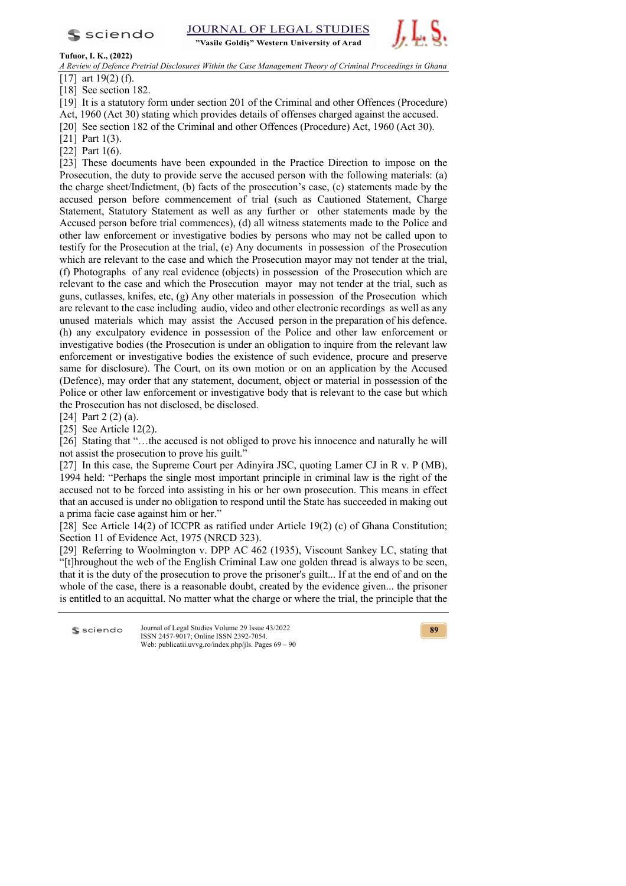[17] art 19(2) (f).

[18] See section 182.

[19] It is a statutory form under section 201 of the Criminal and other Offences (Procedure) Act, 1960 (Act 30) stating which provides details of offenses charged against the accused.

[20] See section 182 of the Criminal and other Offences (Procedure) Act, 1960 (Act 30).

[21] Part 1(3).

[22] Part 1(6).

[23] These documents have been expounded in the Practice Direction to impose on the Prosecution, the duty to provide serve the accused person with the following materials: (a) the charge sheet/Indictment, (b) facts of the prosecution's case, (c) statements made by the accused person before commencement of trial (such as Cautioned Statement, Charge Statement, Statutory Statement as well as any further or other statements made by the Accused person before trial commences), (d) all witness statements made to the Police and other law enforcement or investigative bodies by persons who may not be called upon to testify for the Prosecution at the trial, (e) Any documents in possession of the Prosecution which are relevant to the case and which the Prosecution mayor may not tender at the trial, (f) Photographs of any real evidence (objects) in possession of the Prosecution which are relevant to the case and which the Prosecution mayor may not tender at the trial, such as guns, cutlasses, knifes, etc, (g) Any other materials in possession of the Prosecution which are relevant to the case including audio, video and other electronic recordings as well as any unused materials which may assist the Accused person in the preparation of his defence. (h) any exculpatory evidence in possession of the Police and other law enforcement or investigative bodies (the Prosecution is under an obligation to inquire from the relevant law enforcement or investigative bodies the existence of such evidence, procure and preserve same for disclosure). The Court, on its own motion or on an application by the Accused (Defence), may order that any statement, document, object or material in possession of the Police or other law enforcement or investigative body that is relevant to the case but which the Prosecution has not disclosed, be disclosed.

[24] Part 2 (2) (a).

[25] See Article 12(2).

[26] Stating that "…the accused is not obliged to prove his innocence and naturally he will not assist the prosecution to prove his guilt."

[27] In this case, the Supreme Court per Adinyira JSC, quoting Lamer CJ in R v. P (MB), 1994 held: "Perhaps the single most important principle in criminal law is the right of the accused not to be forced into assisting in his or her own prosecution. This means in effect that an accused is under no obligation to respond until the State has succeeded in making out a prima facie case against him or her."

[28] See Article 14(2) of ICCPR as ratified under Article 19(2) (c) of Ghana Constitution; Section 11 of Evidence Act, 1975 (NRCD 323).

[29] Referring to Woolmington v. DPP AC 462 (1935), Viscount Sankey LC, stating that "[t]hroughout the web of the English Criminal Law one golden thread is always to be seen, that it is the duty of the prosecution to prove the prisoner's guilt... If at the end of and on the whole of the case, there is a reasonable doubt, created by the evidence given... the prisoner is entitled to an acquittal. No matter what the charge or where the trial, the principle that the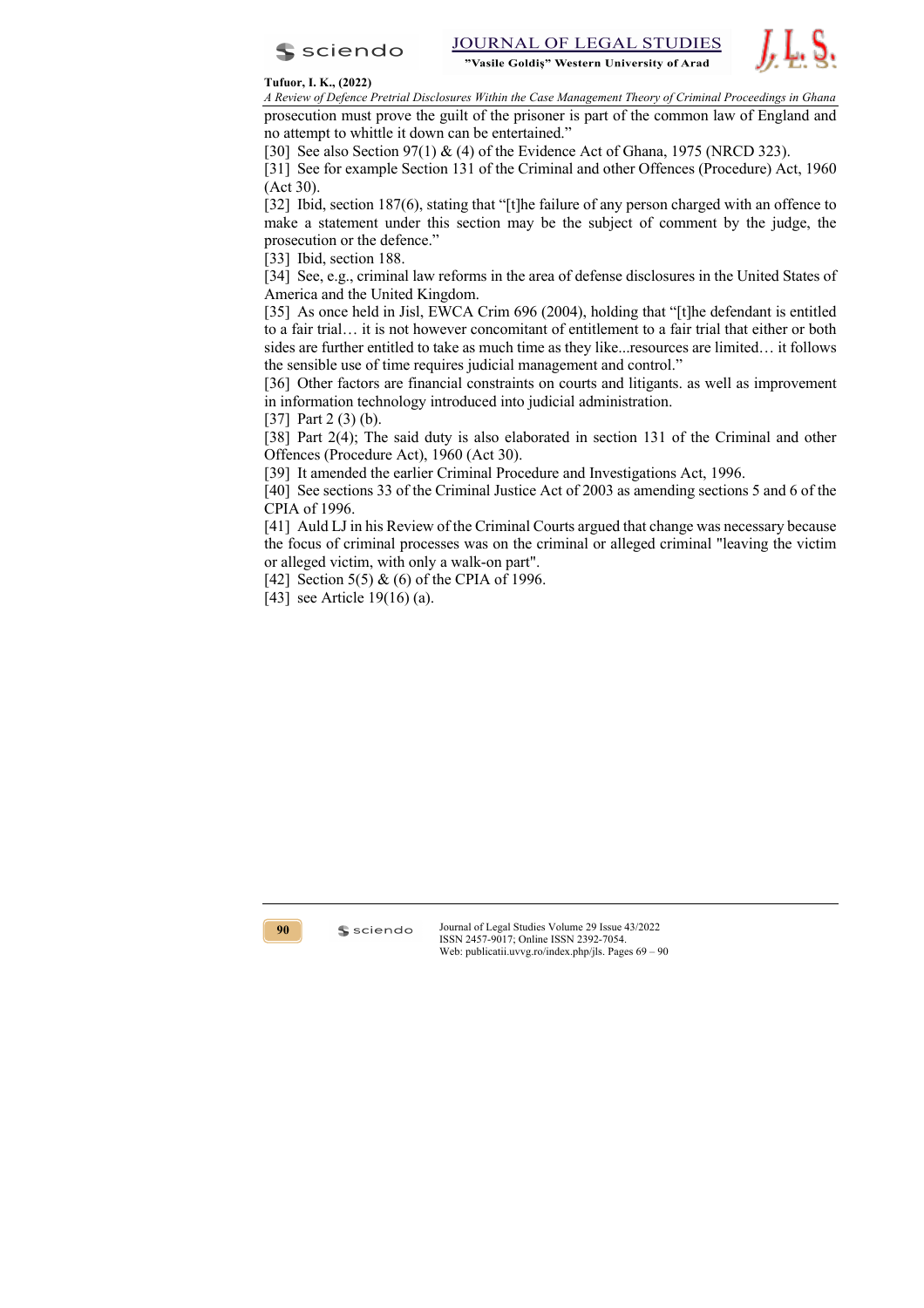prosecution must prove the guilt of the prisoner is part of the common law of England and no attempt to whittle it down can be entertained."

[30] See also Section 97(1) & (4) of the Evidence Act of Ghana, 1975 (NRCD 323).

[31] See for example Section 131 of the Criminal and other Offences (Procedure) Act, 1960 (Act 30).

[32] Ibid, section 187(6), stating that "[t]he failure of any person charged with an offence to make a statement under this section may be the subject of comment by the judge, the prosecution or the defence."

[33] Ibid, section 188.

[34] See, e.g., criminal law reforms in the area of defense disclosures in the United States of America and the United Kingdom.

[35] As once held in Jisl, EWCA Crim 696 (2004), holding that "[t]he defendant is entitled to a fair trial… it is not however concomitant of entitlement to a fair trial that either or both sides are further entitled to take as much time as they like...resources are limited… it follows the sensible use of time requires judicial management and control."

[36] Other factors are financial constraints on courts and litigants. as well as improvement in information technology introduced into judicial administration.

[37] Part 2 (3) (b).

[38] Part 2(4); The said duty is also elaborated in section 131 of the Criminal and other Offences (Procedure Act), 1960 (Act 30).

[39] It amended the earlier Criminal Procedure and Investigations Act, 1996.

[40] See sections 33 of the Criminal Justice Act of 2003 as amending sections 5 and 6 of the CPIA of 1996.

[41] Auld LJ in his Review of the Criminal Courts argued that change was necessary because the focus of criminal processes was on the criminal or alleged criminal "leaving the victim or alleged victim, with only a walk-on part".

[42] Section 5(5) & (6) of the CPIA of 1996.

[43] see Article 19(16) (a).